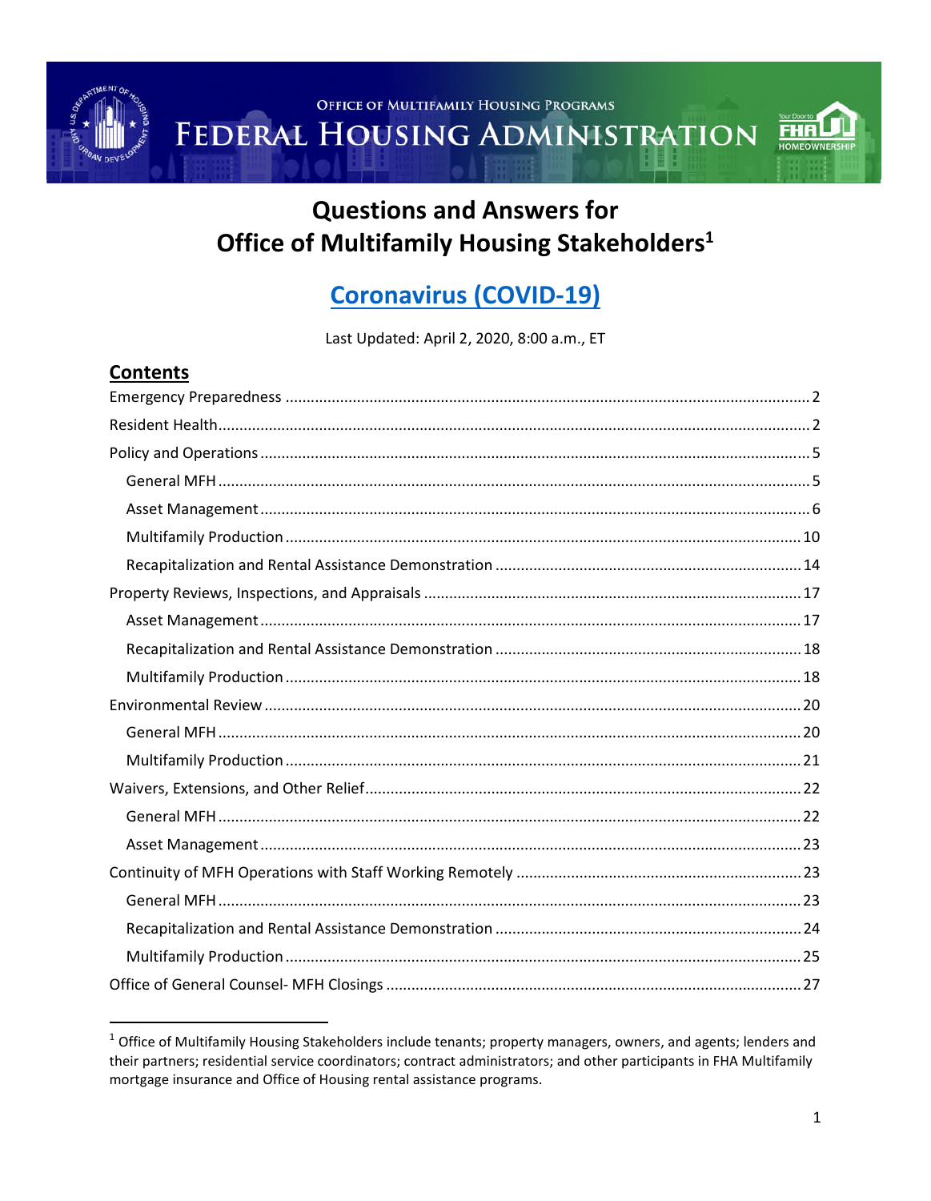OFFICE OF MULTIFAMILY HOUSING PROGRAMS

FEDERAL HOUSING ADMINISTRATION

# Questions and Answers for Office of Multifamily Housing Stakeholders[1]

## Coronavirus (COVID-19)

Last Updated: April 2, 2020, 8:00 a.m., ET

## Contents

- Emergency Preparedness ..... 2
- Resident Health ..... 2
- Policy and Operations ..... 5
  - General MFH ..... 5
  - Asset Management ..... 6
  - Multifamily Production ..... 10
  - Recapitalization and Rental Assistance Demonstration ..... 14
- Property Reviews, Inspections, and Appraisals ..... 17
  - Asset Management ..... 17
  - Recapitalization and Rental Assistance Demonstration ..... 18
  - Multifamily Production ..... 18
- Environmental Review ..... 20
  - General MFH ..... 20
  - Multifamily Production ..... 21
- Waivers, Extensions, and Other Relief ..... 22
  - General MFH ..... 22
  - Asset Management ..... 23
- Continuity of MFH Operations with Staff Working Remotely ..... 23
  - General MFH ..... 23
  - Recapitalization and Rental Assistance Demonstration ..... 24
  - Multifamily Production ..... 25
- Office of General Counsel- MFH Closings ..... 27

[1] Office of Multifamily Housing Stakeholders include tenants; property managers, owners, and agents; lenders and their partners; residential service coordinators; contract administrators; and other participants in FHA Multifamily mortgage insurance and Office of Housing rental assistance programs.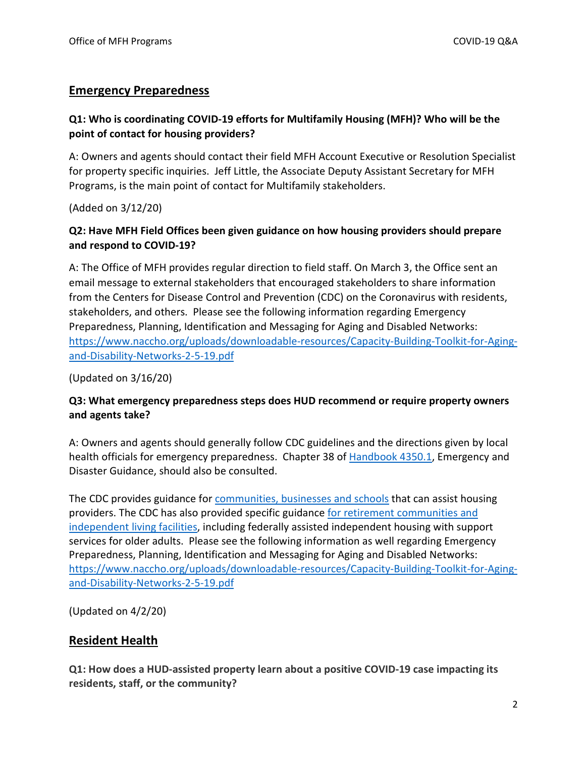## Emergency Preparedness

**Q1: Who is coordinating COVID-19 efforts for Multifamily Housing (MFH)? Who will be the point of contact for housing providers?**

A: Owners and agents should contact their field MFH Account Executive or Resolution Specialist for property specific inquiries. Jeff Little, the Associate Deputy Assistant Secretary for MFH Programs, is the main point of contact for Multifamily stakeholders.

(Added on 3/12/20)

**Q2: Have MFH Field Offices been given guidance on how housing providers should prepare and respond to COVID-19?**

A: The Office of MFH provides regular direction to field staff. On March 3, the Office sent an email message to external stakeholders that encouraged stakeholders to share information from the Centers for Disease Control and Prevention (CDC) on the Coronavirus with residents, stakeholders, and others. Please see the following information regarding Emergency Preparedness, Planning, Identification and Messaging for Aging and Disabled Networks: https://www.naccho.org/uploads/downloadable-resources/Capacity-Building-Toolkit-for-Aging-and-Disability-Networks-2-5-19.pdf

(Updated on 3/16/20)

**Q3: What emergency preparedness steps does HUD recommend or require property owners and agents take?**

A: Owners and agents should generally follow CDC guidelines and the directions given by local health officials for emergency preparedness. Chapter 38 of Handbook 4350.1, Emergency and Disaster Guidance, should also be consulted.

The CDC provides guidance for communities, businesses and schools that can assist housing providers. The CDC has also provided specific guidance for retirement communities and independent living facilities, including federally assisted independent housing with support services for older adults. Please see the following information as well regarding Emergency Preparedness, Planning, Identification and Messaging for Aging and Disabled Networks: https://www.naccho.org/uploads/downloadable-resources/Capacity-Building-Toolkit-for-Aging-and-Disability-Networks-2-5-19.pdf

(Updated on 4/2/20)

## Resident Health

**Q1: How does a HUD-assisted property learn about a positive COVID-19 case impacting its residents, staff, or the community?**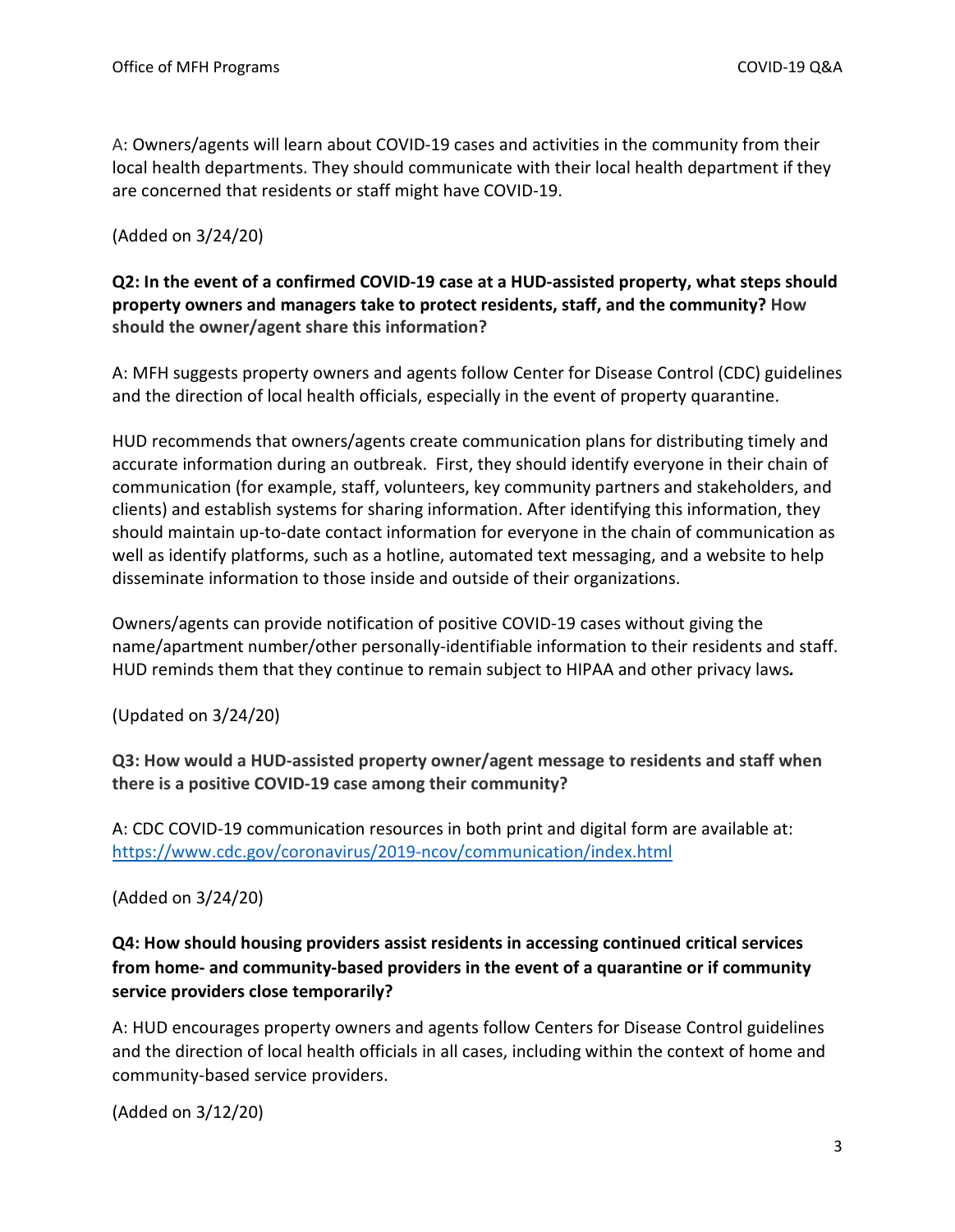A: Owners/agents will learn about COVID-19 cases and activities in the community from their local health departments. They should communicate with their local health department if they are concerned that residents or staff might have COVID-19.

(Added on 3/24/20)

**Q2: In the event of a confirmed COVID-19 case at a HUD-assisted property, what steps should property owners and managers take to protect residents, staff, and the community? How should the owner/agent share this information?**

A: MFH suggests property owners and agents follow Center for Disease Control (CDC) guidelines and the direction of local health officials, especially in the event of property quarantine.

HUD recommends that owners/agents create communication plans for distributing timely and accurate information during an outbreak. First, they should identify everyone in their chain of communication (for example, staff, volunteers, key community partners and stakeholders, and clients) and establish systems for sharing information. After identifying this information, they should maintain up-to-date contact information for everyone in the chain of communication as well as identify platforms, such as a hotline, automated text messaging, and a website to help disseminate information to those inside and outside of their organizations.

Owners/agents can provide notification of positive COVID-19 cases without giving the name/apartment number/other personally-identifiable information to their residents and staff. HUD reminds them that they continue to remain subject to HIPAA and other privacy laws*.*

(Updated on 3/24/20)

**Q3: How would a HUD-assisted property owner/agent message to residents and staff when there is a positive COVID-19 case among their community?**

A: CDC COVID-19 communication resources in both print and digital form are available at: https://www.cdc.gov/coronavirus/2019-ncov/communication/index.html

(Added on 3/24/20)

**Q4: How should housing providers assist residents in accessing continued critical services from home- and community-based providers in the event of a quarantine or if community service providers close temporarily?**

A: HUD encourages property owners and agents follow Centers for Disease Control guidelines and the direction of local health officials in all cases, including within the context of home and community-based service providers.

(Added on 3/12/20)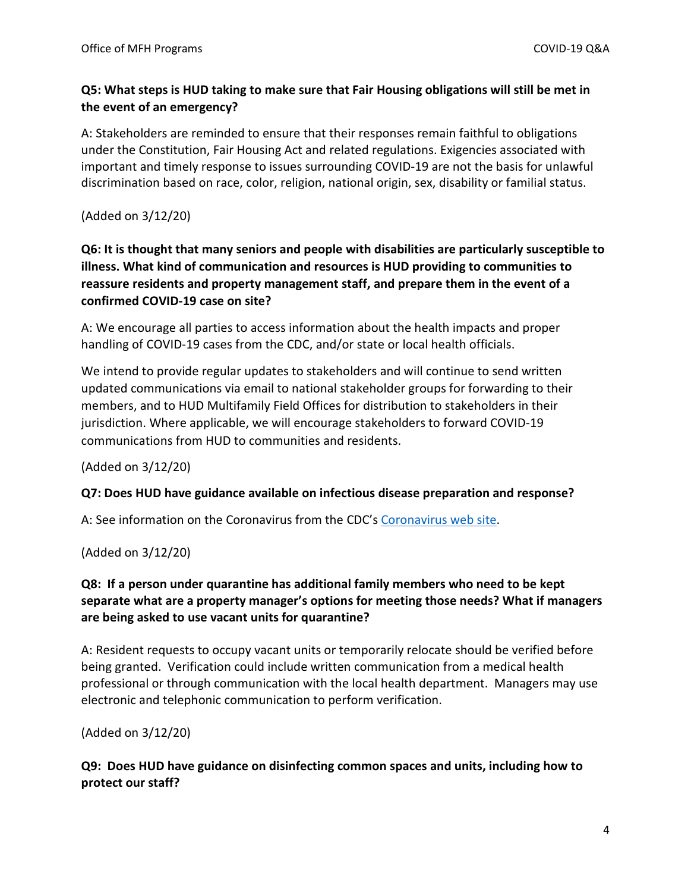**Q5: What steps is HUD taking to make sure that Fair Housing obligations will still be met in the event of an emergency?**

A: Stakeholders are reminded to ensure that their responses remain faithful to obligations under the Constitution, Fair Housing Act and related regulations. Exigencies associated with important and timely response to issues surrounding COVID-19 are not the basis for unlawful discrimination based on race, color, religion, national origin, sex, disability or familial status.

(Added on 3/12/20)

**Q6: It is thought that many seniors and people with disabilities are particularly susceptible to illness. What kind of communication and resources is HUD providing to communities to reassure residents and property management staff, and prepare them in the event of a confirmed COVID-19 case on site?**

A: We encourage all parties to access information about the health impacts and proper handling of COVID-19 cases from the CDC, and/or state or local health officials.

We intend to provide regular updates to stakeholders and will continue to send written updated communications via email to national stakeholder groups for forwarding to their members, and to HUD Multifamily Field Offices for distribution to stakeholders in their jurisdiction. Where applicable, we will encourage stakeholders to forward COVID-19 communications from HUD to communities and residents.

(Added on 3/12/20)

**Q7: Does HUD have guidance available on infectious disease preparation and response?**

A: See information on the Coronavirus from the CDC's Coronavirus web site.

(Added on 3/12/20)

**Q8: If a person under quarantine has additional family members who need to be kept separate what are a property manager's options for meeting those needs? What if managers are being asked to use vacant units for quarantine?**

A: Resident requests to occupy vacant units or temporarily relocate should be verified before being granted. Verification could include written communication from a medical health professional or through communication with the local health department. Managers may use electronic and telephonic communication to perform verification.

(Added on 3/12/20)

**Q9: Does HUD have guidance on disinfecting common spaces and units, including how to protect our staff?**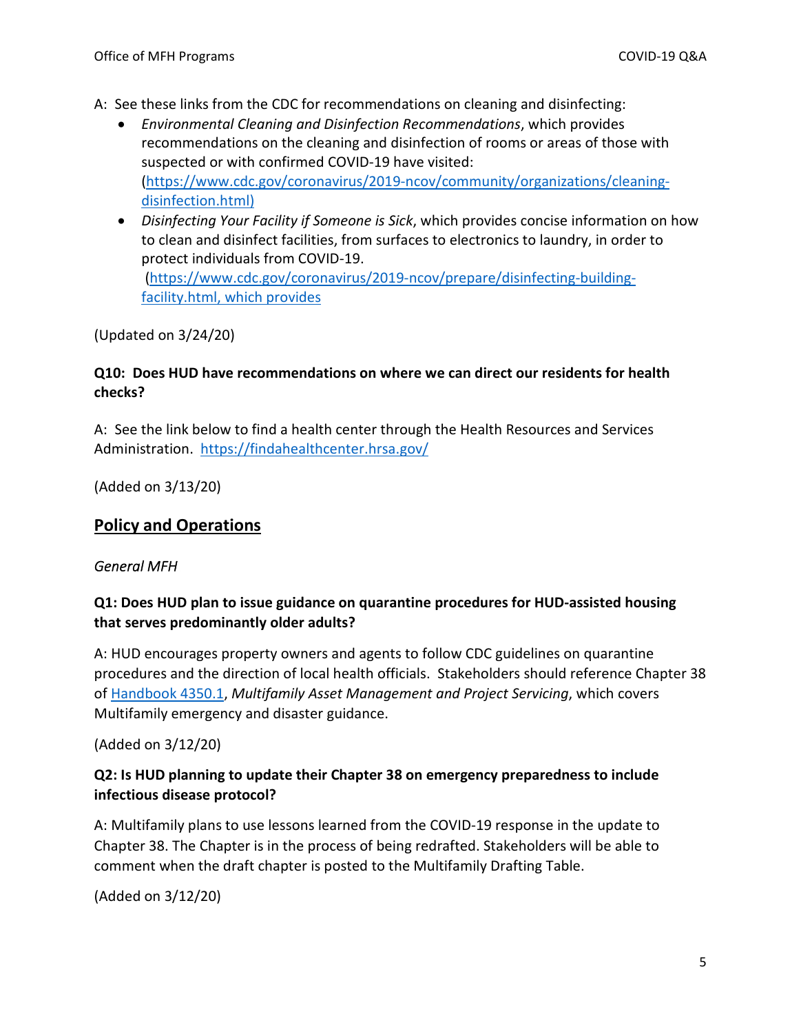A: See these links from the CDC for recommendations on cleaning and disinfecting:

- *Environmental Cleaning and Disinfection Recommendations*, which provides recommendations on the cleaning and disinfection of rooms or areas of those with suspected or with confirmed COVID-19 have visited: (https://www.cdc.gov/coronavirus/2019-ncov/community/organizations/cleaning-disinfection.html)
- *Disinfecting Your Facility if Someone is Sick*, which provides concise information on how to clean and disinfect facilities, from surfaces to electronics to laundry, in order to protect individuals from COVID-19. (https://www.cdc.gov/coronavirus/2019-ncov/prepare/disinfecting-building-facility.html, which provides

(Updated on 3/24/20)

**Q10: Does HUD have recommendations on where we can direct our residents for health checks?**

A: See the link below to find a health center through the Health Resources and Services Administration. https://findahealthcenter.hrsa.gov/

(Added on 3/13/20)

## Policy and Operations

*General MFH*

**Q1: Does HUD plan to issue guidance on quarantine procedures for HUD-assisted housing that serves predominantly older adults?**

A: HUD encourages property owners and agents to follow CDC guidelines on quarantine procedures and the direction of local health officials. Stakeholders should reference Chapter 38 of Handbook 4350.1, *Multifamily Asset Management and Project Servicing*, which covers Multifamily emergency and disaster guidance.

(Added on 3/12/20)

**Q2: Is HUD planning to update their Chapter 38 on emergency preparedness to include infectious disease protocol?**

A: Multifamily plans to use lessons learned from the COVID-19 response in the update to Chapter 38. The Chapter is in the process of being redrafted. Stakeholders will be able to comment when the draft chapter is posted to the Multifamily Drafting Table.

(Added on 3/12/20)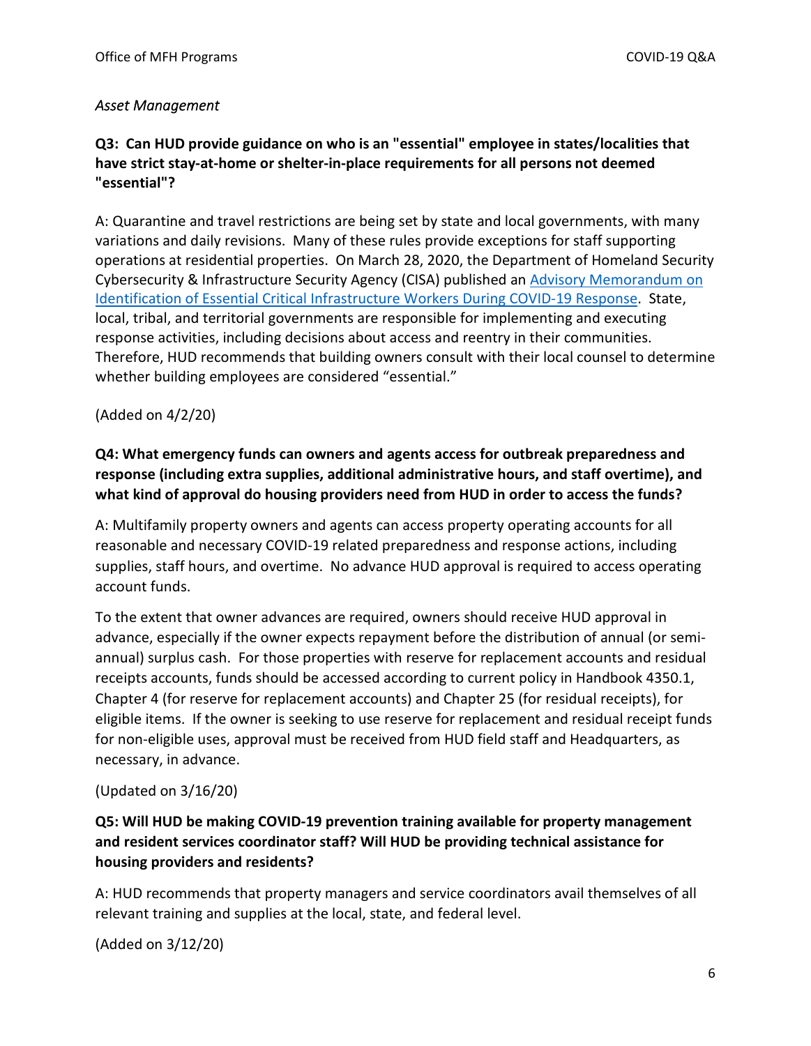*Asset Management*

**Q3: Can HUD provide guidance on who is an "essential" employee in states/localities that have strict stay-at-home or shelter-in-place requirements for all persons not deemed "essential"?**

A: Quarantine and travel restrictions are being set by state and local governments, with many variations and daily revisions. Many of these rules provide exceptions for staff supporting operations at residential properties. On March 28, 2020, the Department of Homeland Security Cybersecurity & Infrastructure Security Agency (CISA) published an Advisory Memorandum on Identification of Essential Critical Infrastructure Workers During COVID-19 Response. State, local, tribal, and territorial governments are responsible for implementing and executing response activities, including decisions about access and reentry in their communities. Therefore, HUD recommends that building owners consult with their local counsel to determine whether building employees are considered "essential."

(Added on 4/2/20)

**Q4: What emergency funds can owners and agents access for outbreak preparedness and response (including extra supplies, additional administrative hours, and staff overtime), and what kind of approval do housing providers need from HUD in order to access the funds?**

A: Multifamily property owners and agents can access property operating accounts for all reasonable and necessary COVID-19 related preparedness and response actions, including supplies, staff hours, and overtime. No advance HUD approval is required to access operating account funds.

To the extent that owner advances are required, owners should receive HUD approval in advance, especially if the owner expects repayment before the distribution of annual (or semi-annual) surplus cash. For those properties with reserve for replacement accounts and residual receipts accounts, funds should be accessed according to current policy in Handbook 4350.1, Chapter 4 (for reserve for replacement accounts) and Chapter 25 (for residual receipts), for eligible items. If the owner is seeking to use reserve for replacement and residual receipt funds for non-eligible uses, approval must be received from HUD field staff and Headquarters, as necessary, in advance.

(Updated on 3/16/20)

**Q5: Will HUD be making COVID-19 prevention training available for property management and resident services coordinator staff? Will HUD be providing technical assistance for housing providers and residents?**

A: HUD recommends that property managers and service coordinators avail themselves of all relevant training and supplies at the local, state, and federal level.

(Added on 3/12/20)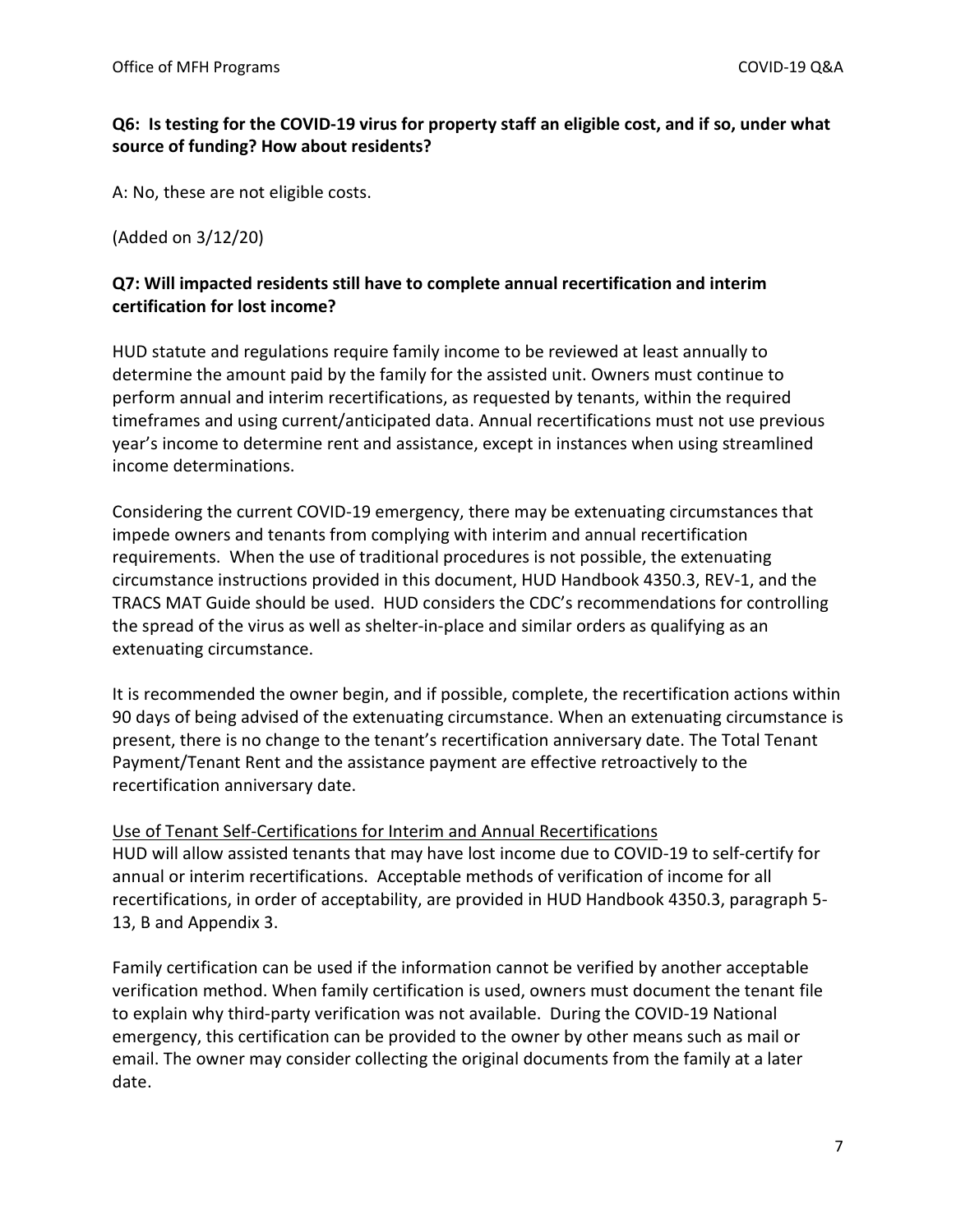**Q6: Is testing for the COVID-19 virus for property staff an eligible cost, and if so, under what source of funding? How about residents?**

A: No, these are not eligible costs.

(Added on 3/12/20)

**Q7: Will impacted residents still have to complete annual recertification and interim certification for lost income?**

HUD statute and regulations require family income to be reviewed at least annually to determine the amount paid by the family for the assisted unit. Owners must continue to perform annual and interim recertifications, as requested by tenants, within the required timeframes and using current/anticipated data. Annual recertifications must not use previous year's income to determine rent and assistance, except in instances when using streamlined income determinations.

Considering the current COVID-19 emergency, there may be extenuating circumstances that impede owners and tenants from complying with interim and annual recertification requirements. When the use of traditional procedures is not possible, the extenuating circumstance instructions provided in this document, HUD Handbook 4350.3, REV-1, and the TRACS MAT Guide should be used. HUD considers the CDC's recommendations for controlling the spread of the virus as well as shelter-in-place and similar orders as qualifying as an extenuating circumstance.

It is recommended the owner begin, and if possible, complete, the recertification actions within 90 days of being advised of the extenuating circumstance. When an extenuating circumstance is present, there is no change to the tenant's recertification anniversary date. The Total Tenant Payment/Tenant Rent and the assistance payment are effective retroactively to the recertification anniversary date.

Use of Tenant Self-Certifications for Interim and Annual Recertifications

HUD will allow assisted tenants that may have lost income due to COVID-19 to self-certify for annual or interim recertifications. Acceptable methods of verification of income for all recertifications, in order of acceptability, are provided in HUD Handbook 4350.3, paragraph 5-13, B and Appendix 3.

Family certification can be used if the information cannot be verified by another acceptable verification method. When family certification is used, owners must document the tenant file to explain why third-party verification was not available. During the COVID-19 National emergency, this certification can be provided to the owner by other means such as mail or email. The owner may consider collecting the original documents from the family at a later date.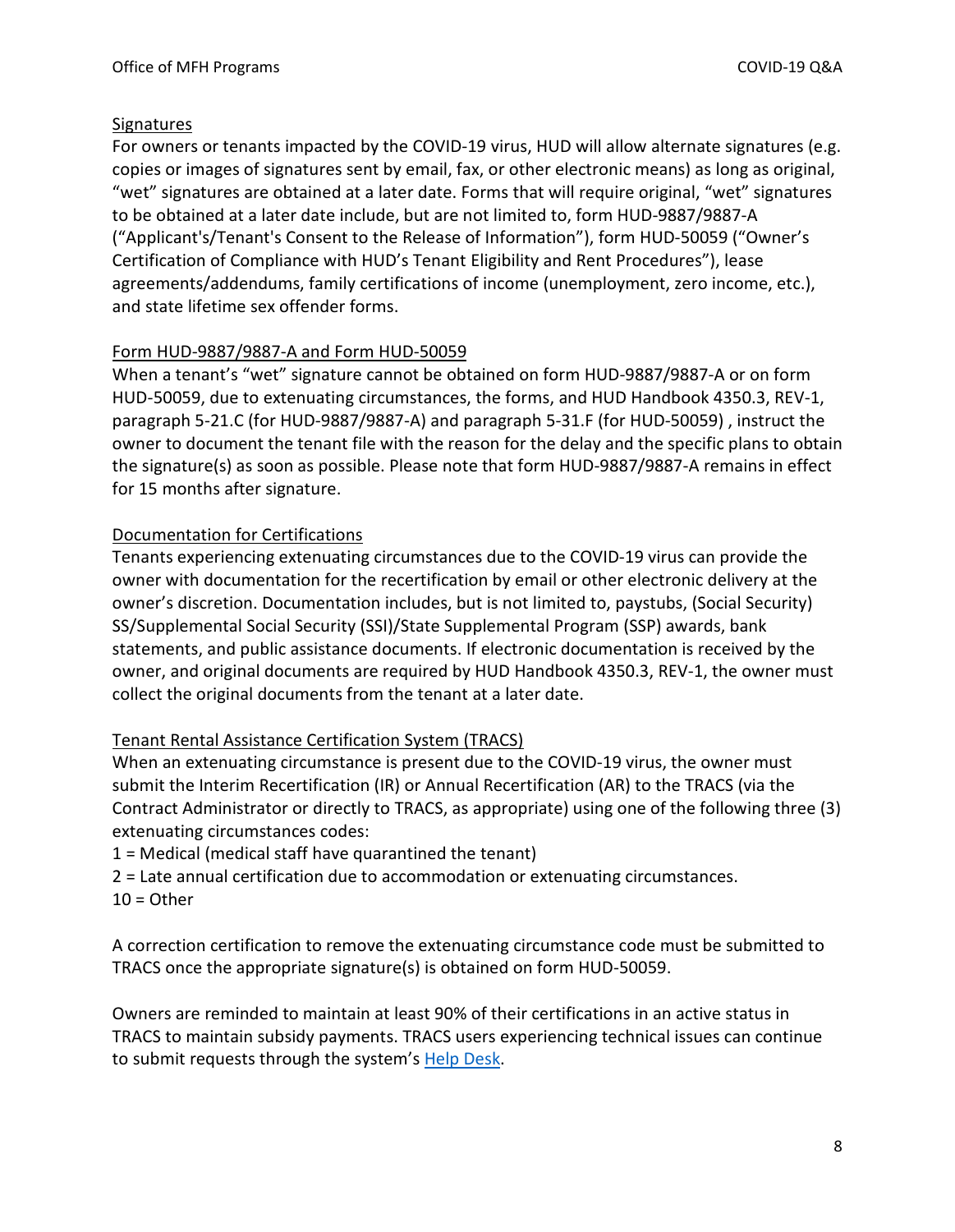Signatures

For owners or tenants impacted by the COVID-19 virus, HUD will allow alternate signatures (e.g. copies or images of signatures sent by email, fax, or other electronic means) as long as original, "wet" signatures are obtained at a later date. Forms that will require original, "wet" signatures to be obtained at a later date include, but are not limited to, form HUD-9887/9887-A ("Applicant's/Tenant's Consent to the Release of Information"), form HUD-50059 ("Owner's Certification of Compliance with HUD's Tenant Eligibility and Rent Procedures"), lease agreements/addendums, family certifications of income (unemployment, zero income, etc.), and state lifetime sex offender forms.

Form HUD-9887/9887-A and Form HUD-50059

When a tenant's "wet" signature cannot be obtained on form HUD-9887/9887-A or on form HUD-50059, due to extenuating circumstances, the forms, and HUD Handbook 4350.3, REV-1, paragraph 5-21.C (for HUD-9887/9887-A) and paragraph 5-31.F (for HUD-50059) , instruct the owner to document the tenant file with the reason for the delay and the specific plans to obtain the signature(s) as soon as possible. Please note that form HUD-9887/9887-A remains in effect for 15 months after signature.

Documentation for Certifications

Tenants experiencing extenuating circumstances due to the COVID-19 virus can provide the owner with documentation for the recertification by email or other electronic delivery at the owner's discretion. Documentation includes, but is not limited to, paystubs, (Social Security) SS/Supplemental Social Security (SSI)/State Supplemental Program (SSP) awards, bank statements, and public assistance documents. If electronic documentation is received by the owner, and original documents are required by HUD Handbook 4350.3, REV-1, the owner must collect the original documents from the tenant at a later date.

Tenant Rental Assistance Certification System (TRACS)

When an extenuating circumstance is present due to the COVID-19 virus, the owner must submit the Interim Recertification (IR) or Annual Recertification (AR) to the TRACS (via the Contract Administrator or directly to TRACS, as appropriate) using one of the following three (3) extenuating circumstances codes:

1 = Medical (medical staff have quarantined the tenant)
2 = Late annual certification due to accommodation or extenuating circumstances.
10 = Other

A correction certification to remove the extenuating circumstance code must be submitted to TRACS once the appropriate signature(s) is obtained on form HUD-50059.

Owners are reminded to maintain at least 90% of their certifications in an active status in TRACS to maintain subsidy payments. TRACS users experiencing technical issues can continue to submit requests through the system's Help Desk.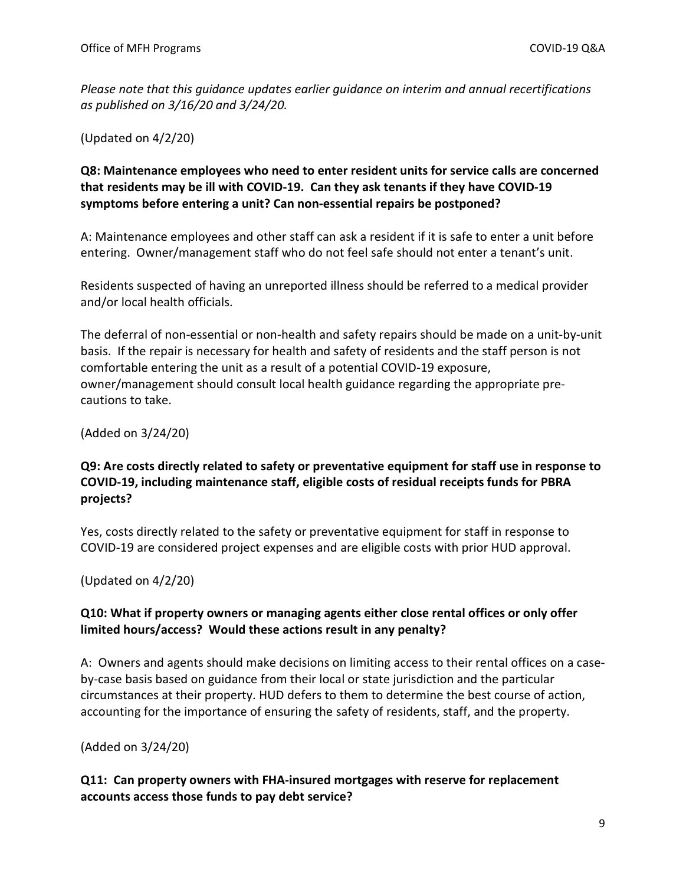*Please note that this guidance updates earlier guidance on interim and annual recertifications as published on 3/16/20 and 3/24/20.*

(Updated on 4/2/20)

**Q8: Maintenance employees who need to enter resident units for service calls are concerned that residents may be ill with COVID-19. Can they ask tenants if they have COVID-19 symptoms before entering a unit? Can non-essential repairs be postponed?**

A: Maintenance employees and other staff can ask a resident if it is safe to enter a unit before entering. Owner/management staff who do not feel safe should not enter a tenant's unit.

Residents suspected of having an unreported illness should be referred to a medical provider and/or local health officials.

The deferral of non-essential or non-health and safety repairs should be made on a unit-by-unit basis. If the repair is necessary for health and safety of residents and the staff person is not comfortable entering the unit as a result of a potential COVID-19 exposure, owner/management should consult local health guidance regarding the appropriate pre-cautions to take.

(Added on 3/24/20)

**Q9: Are costs directly related to safety or preventative equipment for staff use in response to COVID-19, including maintenance staff, eligible costs of residual receipts funds for PBRA projects?**

Yes, costs directly related to the safety or preventative equipment for staff in response to COVID-19 are considered project expenses and are eligible costs with prior HUD approval.

(Updated on 4/2/20)

**Q10: What if property owners or managing agents either close rental offices or only offer limited hours/access? Would these actions result in any penalty?**

A: Owners and agents should make decisions on limiting access to their rental offices on a case-by-case basis based on guidance from their local or state jurisdiction and the particular circumstances at their property. HUD defers to them to determine the best course of action, accounting for the importance of ensuring the safety of residents, staff, and the property.

(Added on 3/24/20)

**Q11: Can property owners with FHA-insured mortgages with reserve for replacement accounts access those funds to pay debt service?**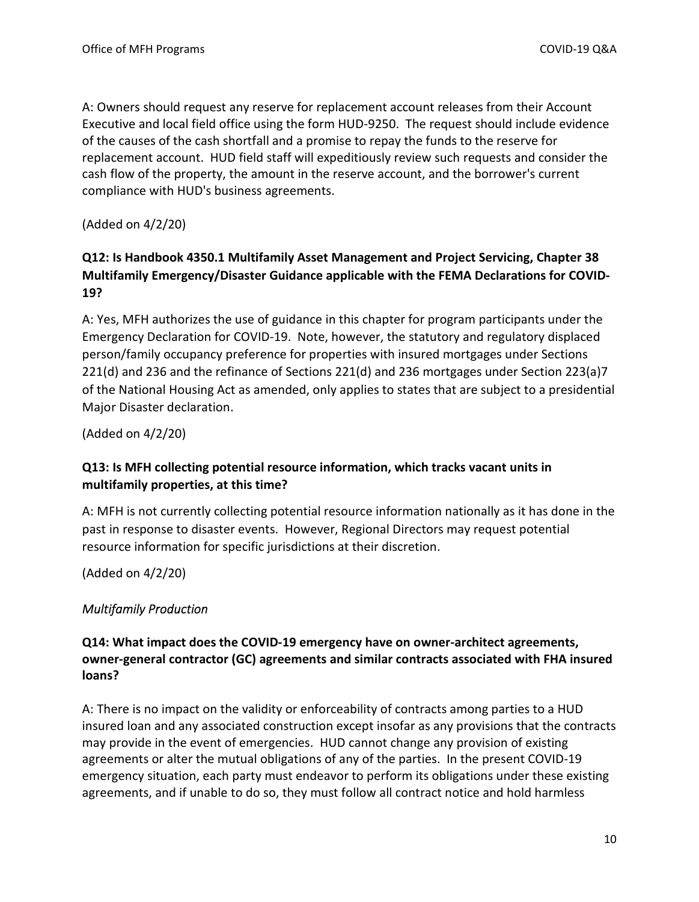A: Owners should request any reserve for replacement account releases from their Account Executive and local field office using the form HUD-9250. The request should include evidence of the causes of the cash shortfall and a promise to repay the funds to the reserve for replacement account. HUD field staff will expeditiously review such requests and consider the cash flow of the property, the amount in the reserve account, and the borrower's current compliance with HUD's business agreements.

(Added on 4/2/20)

**Q12: Is Handbook 4350.1 Multifamily Asset Management and Project Servicing, Chapter 38 Multifamily Emergency/Disaster Guidance applicable with the FEMA Declarations for COVID-19?**

A: Yes, MFH authorizes the use of guidance in this chapter for program participants under the Emergency Declaration for COVID-19. Note, however, the statutory and regulatory displaced person/family occupancy preference for properties with insured mortgages under Sections 221(d) and 236 and the refinance of Sections 221(d) and 236 mortgages under Section 223(a)7 of the National Housing Act as amended, only applies to states that are subject to a presidential Major Disaster declaration.

(Added on 4/2/20)

**Q13: Is MFH collecting potential resource information, which tracks vacant units in multifamily properties, at this time?**

A: MFH is not currently collecting potential resource information nationally as it has done in the past in response to disaster events. However, Regional Directors may request potential resource information for specific jurisdictions at their discretion.

(Added on 4/2/20)

*Multifamily Production*

**Q14: What impact does the COVID-19 emergency have on owner-architect agreements, owner-general contractor (GC) agreements and similar contracts associated with FHA insured loans?**

A: There is no impact on the validity or enforceability of contracts among parties to a HUD insured loan and any associated construction except insofar as any provisions that the contracts may provide in the event of emergencies. HUD cannot change any provision of existing agreements or alter the mutual obligations of any of the parties. In the present COVID-19 emergency situation, each party must endeavor to perform its obligations under these existing agreements, and if unable to do so, they must follow all contract notice and hold harmless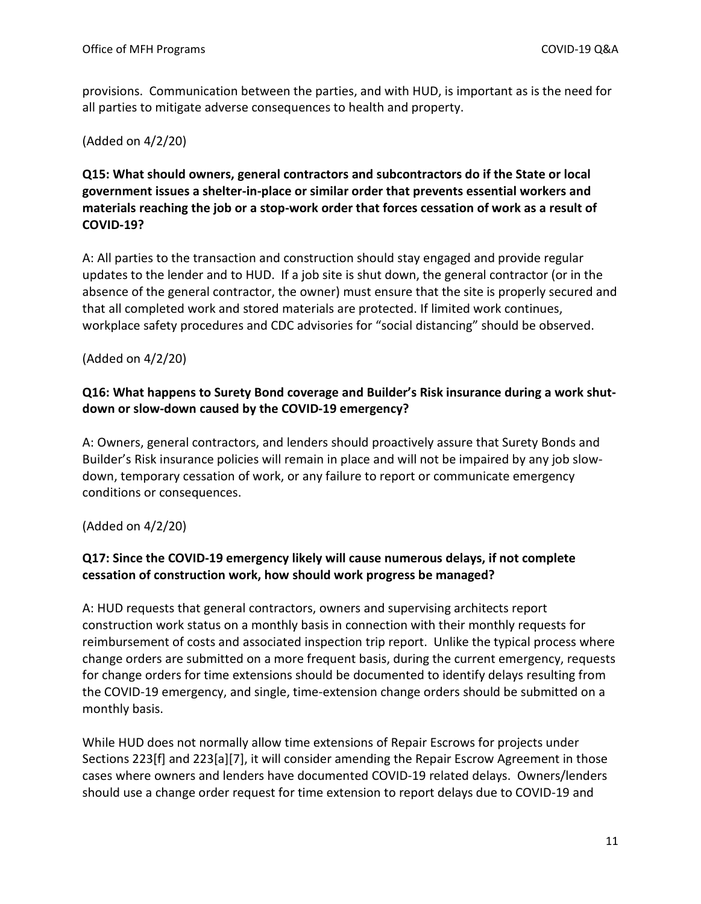provisions. Communication between the parties, and with HUD, is important as is the need for all parties to mitigate adverse consequences to health and property.

(Added on 4/2/20)

**Q15: What should owners, general contractors and subcontractors do if the State or local government issues a shelter-in-place or similar order that prevents essential workers and materials reaching the job or a stop-work order that forces cessation of work as a result of COVID-19?**

A: All parties to the transaction and construction should stay engaged and provide regular updates to the lender and to HUD. If a job site is shut down, the general contractor (or in the absence of the general contractor, the owner) must ensure that the site is properly secured and that all completed work and stored materials are protected. If limited work continues, workplace safety procedures and CDC advisories for "social distancing" should be observed.

(Added on 4/2/20)

**Q16: What happens to Surety Bond coverage and Builder's Risk insurance during a work shut-down or slow-down caused by the COVID-19 emergency?**

A: Owners, general contractors, and lenders should proactively assure that Surety Bonds and Builder's Risk insurance policies will remain in place and will not be impaired by any job slow-down, temporary cessation of work, or any failure to report or communicate emergency conditions or consequences.

(Added on 4/2/20)

**Q17: Since the COVID-19 emergency likely will cause numerous delays, if not complete cessation of construction work, how should work progress be managed?**

A: HUD requests that general contractors, owners and supervising architects report construction work status on a monthly basis in connection with their monthly requests for reimbursement of costs and associated inspection trip report. Unlike the typical process where change orders are submitted on a more frequent basis, during the current emergency, requests for change orders for time extensions should be documented to identify delays resulting from the COVID-19 emergency, and single, time-extension change orders should be submitted on a monthly basis.

While HUD does not normally allow time extensions of Repair Escrows for projects under Sections 223[f] and 223[a][7], it will consider amending the Repair Escrow Agreement in those cases where owners and lenders have documented COVID-19 related delays. Owners/lenders should use a change order request for time extension to report delays due to COVID-19 and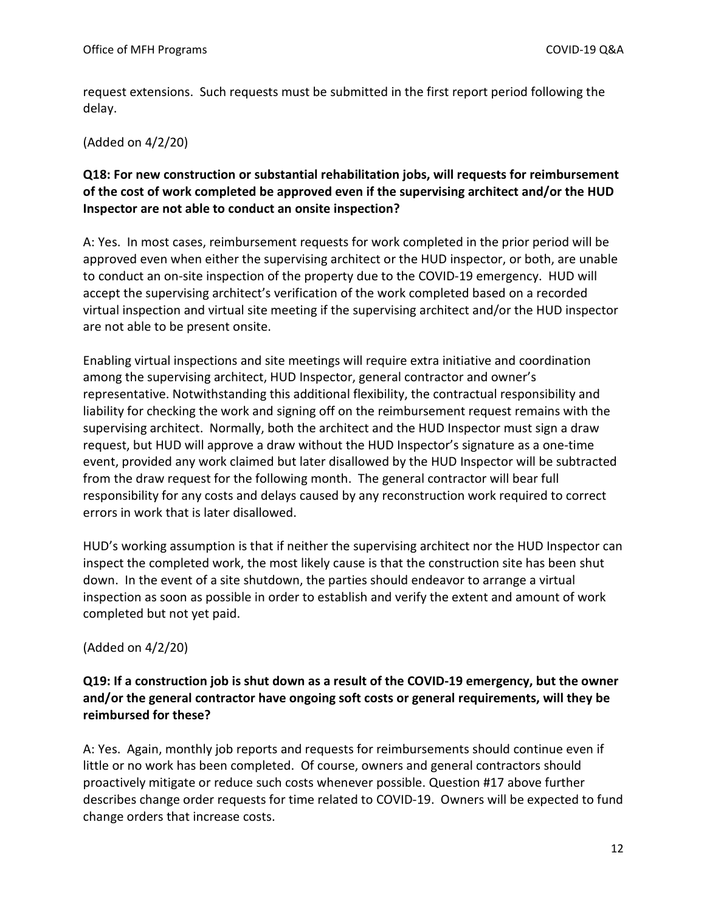request extensions. Such requests must be submitted in the first report period following the delay.

(Added on 4/2/20)

**Q18: For new construction or substantial rehabilitation jobs, will requests for reimbursement of the cost of work completed be approved even if the supervising architect and/or the HUD Inspector are not able to conduct an onsite inspection?**

A: Yes. In most cases, reimbursement requests for work completed in the prior period will be approved even when either the supervising architect or the HUD inspector, or both, are unable to conduct an on-site inspection of the property due to the COVID-19 emergency. HUD will accept the supervising architect's verification of the work completed based on a recorded virtual inspection and virtual site meeting if the supervising architect and/or the HUD inspector are not able to be present onsite.

Enabling virtual inspections and site meetings will require extra initiative and coordination among the supervising architect, HUD Inspector, general contractor and owner's representative. Notwithstanding this additional flexibility, the contractual responsibility and liability for checking the work and signing off on the reimbursement request remains with the supervising architect. Normally, both the architect and the HUD Inspector must sign a draw request, but HUD will approve a draw without the HUD Inspector's signature as a one-time event, provided any work claimed but later disallowed by the HUD Inspector will be subtracted from the draw request for the following month. The general contractor will bear full responsibility for any costs and delays caused by any reconstruction work required to correct errors in work that is later disallowed.

HUD's working assumption is that if neither the supervising architect nor the HUD Inspector can inspect the completed work, the most likely cause is that the construction site has been shut down. In the event of a site shutdown, the parties should endeavor to arrange a virtual inspection as soon as possible in order to establish and verify the extent and amount of work completed but not yet paid.

(Added on 4/2/20)

**Q19: If a construction job is shut down as a result of the COVID-19 emergency, but the owner and/or the general contractor have ongoing soft costs or general requirements, will they be reimbursed for these?**

A: Yes. Again, monthly job reports and requests for reimbursements should continue even if little or no work has been completed. Of course, owners and general contractors should proactively mitigate or reduce such costs whenever possible. Question #17 above further describes change order requests for time related to COVID-19. Owners will be expected to fund change orders that increase costs.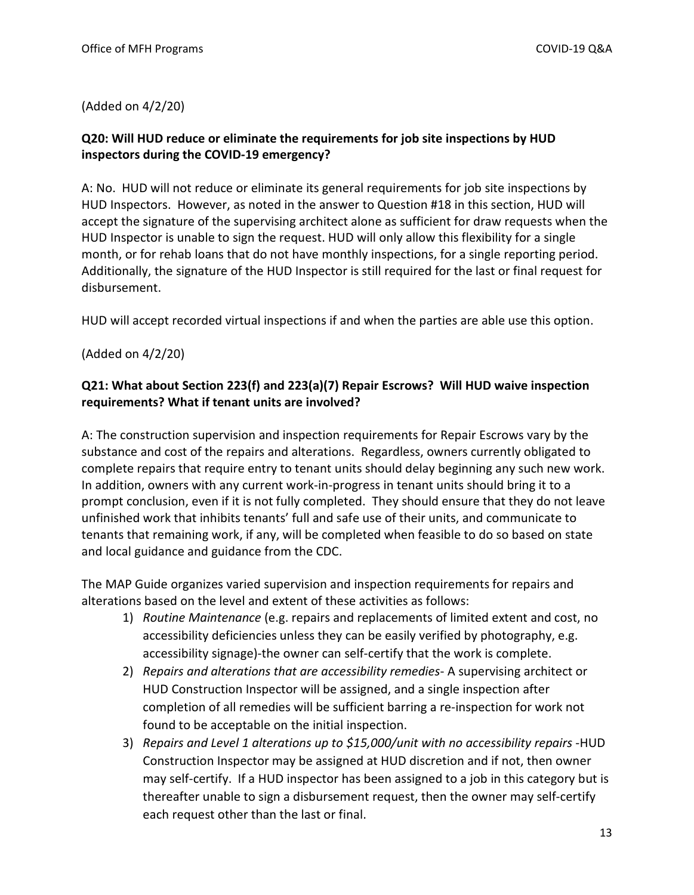(Added on 4/2/20)

**Q20: Will HUD reduce or eliminate the requirements for job site inspections by HUD inspectors during the COVID-19 emergency?**

A: No. HUD will not reduce or eliminate its general requirements for job site inspections by HUD Inspectors. However, as noted in the answer to Question #18 in this section, HUD will accept the signature of the supervising architect alone as sufficient for draw requests when the HUD Inspector is unable to sign the request. HUD will only allow this flexibility for a single month, or for rehab loans that do not have monthly inspections, for a single reporting period. Additionally, the signature of the HUD Inspector is still required for the last or final request for disbursement.

HUD will accept recorded virtual inspections if and when the parties are able use this option.

(Added on 4/2/20)

**Q21: What about Section 223(f) and 223(a)(7) Repair Escrows? Will HUD waive inspection requirements? What if tenant units are involved?**

A: The construction supervision and inspection requirements for Repair Escrows vary by the substance and cost of the repairs and alterations. Regardless, owners currently obligated to complete repairs that require entry to tenant units should delay beginning any such new work. In addition, owners with any current work-in-progress in tenant units should bring it to a prompt conclusion, even if it is not fully completed. They should ensure that they do not leave unfinished work that inhibits tenants' full and safe use of their units, and communicate to tenants that remaining work, if any, will be completed when feasible to do so based on state and local guidance and guidance from the CDC.

The MAP Guide organizes varied supervision and inspection requirements for repairs and alterations based on the level and extent of these activities as follows:

1) *Routine Maintenance* (e.g. repairs and replacements of limited extent and cost, no accessibility deficiencies unless they can be easily verified by photography, e.g. accessibility signage)-the owner can self-certify that the work is complete.
2) *Repairs and alterations that are accessibility remedies*- A supervising architect or HUD Construction Inspector will be assigned, and a single inspection after completion of all remedies will be sufficient barring a re-inspection for work not found to be acceptable on the initial inspection.
3) *Repairs and Level 1 alterations up to $15,000/unit with no accessibility repairs* -HUD Construction Inspector may be assigned at HUD discretion and if not, then owner may self-certify. If a HUD inspector has been assigned to a job in this category but is thereafter unable to sign a disbursement request, then the owner may self-certify each request other than the last or final.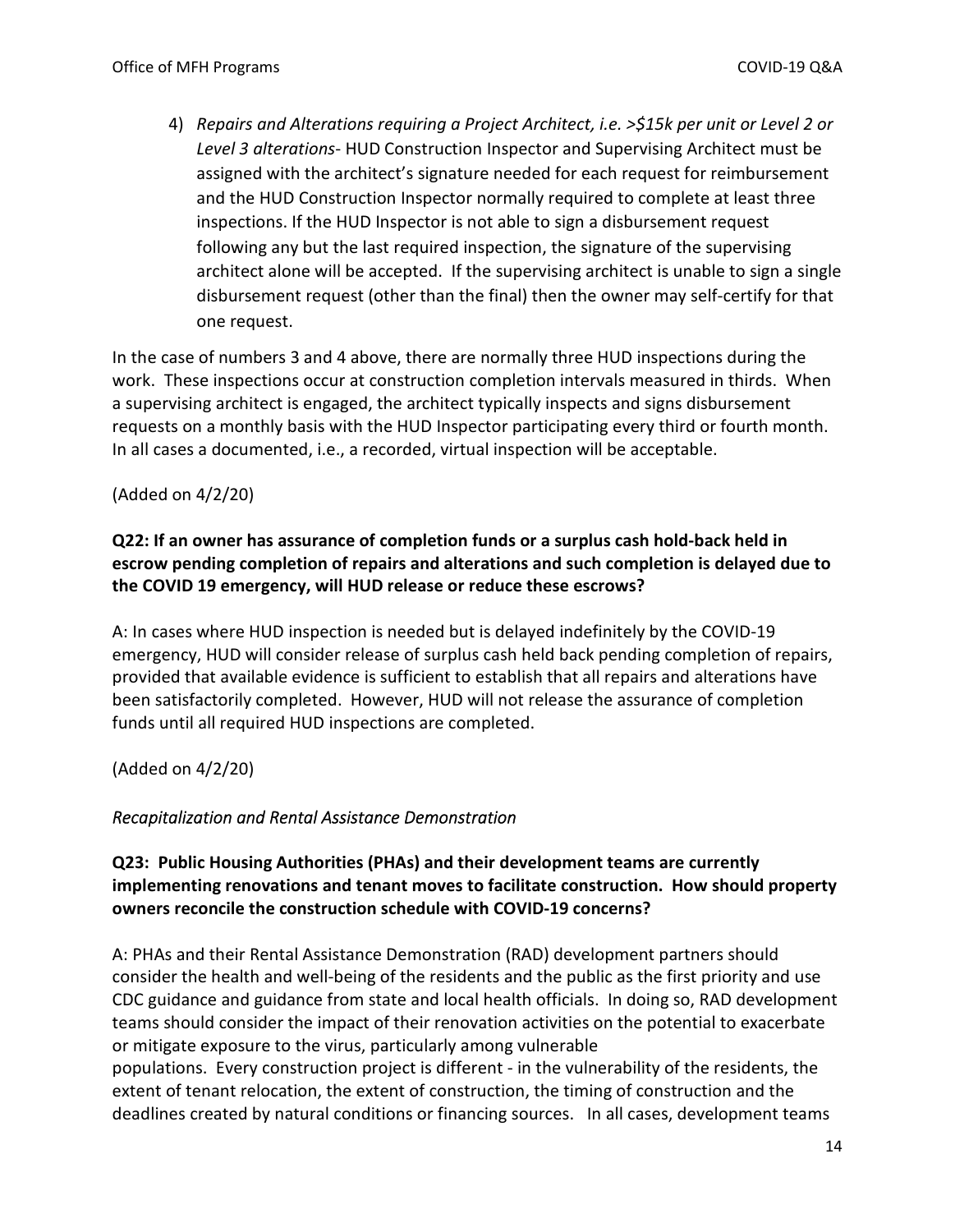4) *Repairs and Alterations requiring a Project Architect, i.e. >$15k per unit or Level 2 or Level 3 alterations*- HUD Construction Inspector and Supervising Architect must be assigned with the architect's signature needed for each request for reimbursement and the HUD Construction Inspector normally required to complete at least three inspections. If the HUD Inspector is not able to sign a disbursement request following any but the last required inspection, the signature of the supervising architect alone will be accepted. If the supervising architect is unable to sign a single disbursement request (other than the final) then the owner may self-certify for that one request.

In the case of numbers 3 and 4 above, there are normally three HUD inspections during the work. These inspections occur at construction completion intervals measured in thirds. When a supervising architect is engaged, the architect typically inspects and signs disbursement requests on a monthly basis with the HUD Inspector participating every third or fourth month. In all cases a documented, i.e., a recorded, virtual inspection will be acceptable.

(Added on 4/2/20)

**Q22: If an owner has assurance of completion funds or a surplus cash hold-back held in escrow pending completion of repairs and alterations and such completion is delayed due to the COVID 19 emergency, will HUD release or reduce these escrows?**

A: In cases where HUD inspection is needed but is delayed indefinitely by the COVID-19 emergency, HUD will consider release of surplus cash held back pending completion of repairs, provided that available evidence is sufficient to establish that all repairs and alterations have been satisfactorily completed. However, HUD will not release the assurance of completion funds until all required HUD inspections are completed.

(Added on 4/2/20)

*Recapitalization and Rental Assistance Demonstration*

**Q23: Public Housing Authorities (PHAs) and their development teams are currently implementing renovations and tenant moves to facilitate construction. How should property owners reconcile the construction schedule with COVID-19 concerns?**

A: PHAs and their Rental Assistance Demonstration (RAD) development partners should consider the health and well-being of the residents and the public as the first priority and use CDC guidance and guidance from state and local health officials. In doing so, RAD development teams should consider the impact of their renovation activities on the potential to exacerbate or mitigate exposure to the virus, particularly among vulnerable populations. Every construction project is different - in the vulnerability of the residents, the extent of tenant relocation, the extent of construction, the timing of construction and the deadlines created by natural conditions or financing sources. In all cases, development teams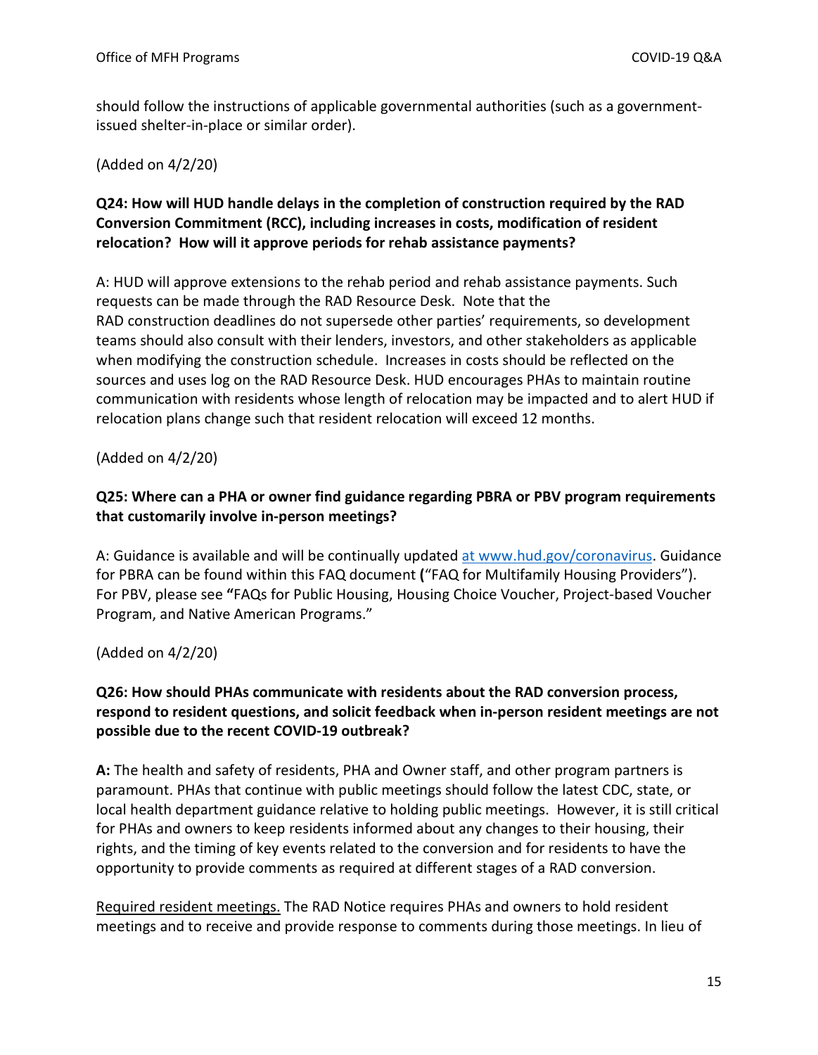should follow the instructions of applicable governmental authorities (such as a government-issued shelter-in-place or similar order).

(Added on 4/2/20)

**Q24: How will HUD handle delays in the completion of construction required by the RAD Conversion Commitment (RCC), including increases in costs, modification of resident relocation? How will it approve periods for rehab assistance payments?**

A: HUD will approve extensions to the rehab period and rehab assistance payments. Such requests can be made through the RAD Resource Desk. Note that the RAD construction deadlines do not supersede other parties' requirements, so development teams should also consult with their lenders, investors, and other stakeholders as applicable when modifying the construction schedule. Increases in costs should be reflected on the sources and uses log on the RAD Resource Desk. HUD encourages PHAs to maintain routine communication with residents whose length of relocation may be impacted and to alert HUD if relocation plans change such that resident relocation will exceed 12 months.

(Added on 4/2/20)

**Q25: Where can a PHA or owner find guidance regarding PBRA or PBV program requirements that customarily involve in-person meetings?**

A: Guidance is available and will be continually updated [at www.hud.gov/coronavirus](http://www.hud.gov/coronavirus). Guidance for PBRA can be found within this FAQ document ("FAQ for Multifamily Housing Providers"). For PBV, please see "FAQs for Public Housing, Housing Choice Voucher, Project-based Voucher Program, and Native American Programs."

(Added on 4/2/20)

**Q26: How should PHAs communicate with residents about the RAD conversion process, respond to resident questions, and solicit feedback when in-person resident meetings are not possible due to the recent COVID-19 outbreak?**

**A:** The health and safety of residents, PHA and Owner staff, and other program partners is paramount. PHAs that continue with public meetings should follow the latest CDC, state, or local health department guidance relative to holding public meetings. However, it is still critical for PHAs and owners to keep residents informed about any changes to their housing, their rights, and the timing of key events related to the conversion and for residents to have the opportunity to provide comments as required at different stages of a RAD conversion.

<u>Required resident meetings.</u> The RAD Notice requires PHAs and owners to hold resident meetings and to receive and provide response to comments during those meetings. In lieu of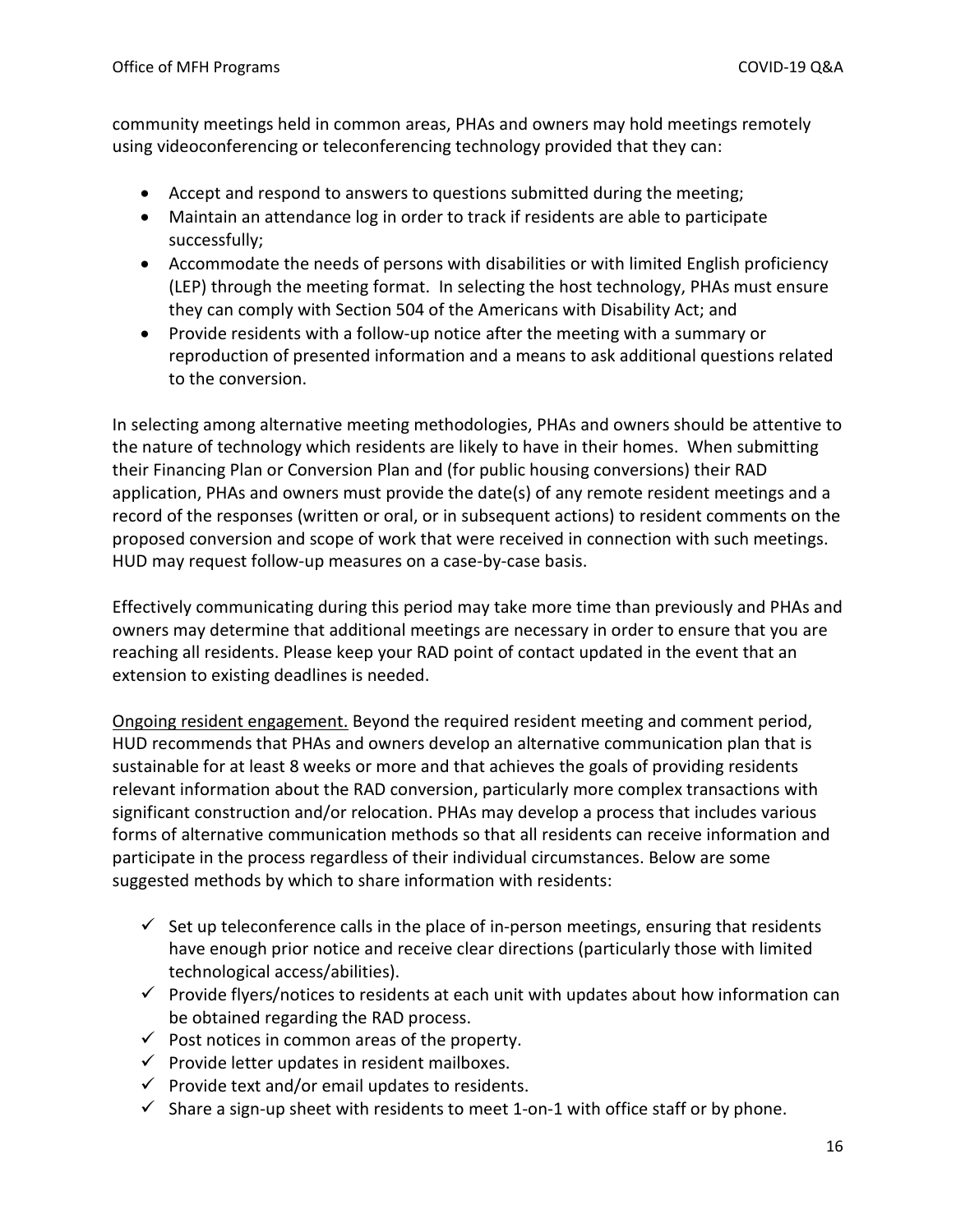community meetings held in common areas, PHAs and owners may hold meetings remotely using videoconferencing or teleconferencing technology provided that they can:

- Accept and respond to answers to questions submitted during the meeting;
- Maintain an attendance log in order to track if residents are able to participate successfully;
- Accommodate the needs of persons with disabilities or with limited English proficiency (LEP) through the meeting format. In selecting the host technology, PHAs must ensure they can comply with Section 504 of the Americans with Disability Act; and
- Provide residents with a follow-up notice after the meeting with a summary or reproduction of presented information and a means to ask additional questions related to the conversion.

In selecting among alternative meeting methodologies, PHAs and owners should be attentive to the nature of technology which residents are likely to have in their homes. When submitting their Financing Plan or Conversion Plan and (for public housing conversions) their RAD application, PHAs and owners must provide the date(s) of any remote resident meetings and a record of the responses (written or oral, or in subsequent actions) to resident comments on the proposed conversion and scope of work that were received in connection with such meetings. HUD may request follow-up measures on a case-by-case basis.

Effectively communicating during this period may take more time than previously and PHAs and owners may determine that additional meetings are necessary in order to ensure that you are reaching all residents. Please keep your RAD point of contact updated in the event that an extension to existing deadlines is needed.

Ongoing resident engagement. Beyond the required resident meeting and comment period, HUD recommends that PHAs and owners develop an alternative communication plan that is sustainable for at least 8 weeks or more and that achieves the goals of providing residents relevant information about the RAD conversion, particularly more complex transactions with significant construction and/or relocation. PHAs may develop a process that includes various forms of alternative communication methods so that all residents can receive information and participate in the process regardless of their individual circumstances. Below are some suggested methods by which to share information with residents:

- ✓ Set up teleconference calls in the place of in-person meetings, ensuring that residents have enough prior notice and receive clear directions (particularly those with limited technological access/abilities).
- ✓ Provide flyers/notices to residents at each unit with updates about how information can be obtained regarding the RAD process.
- ✓ Post notices in common areas of the property.
- ✓ Provide letter updates in resident mailboxes.
- ✓ Provide text and/or email updates to residents.
- ✓ Share a sign-up sheet with residents to meet 1-on-1 with office staff or by phone.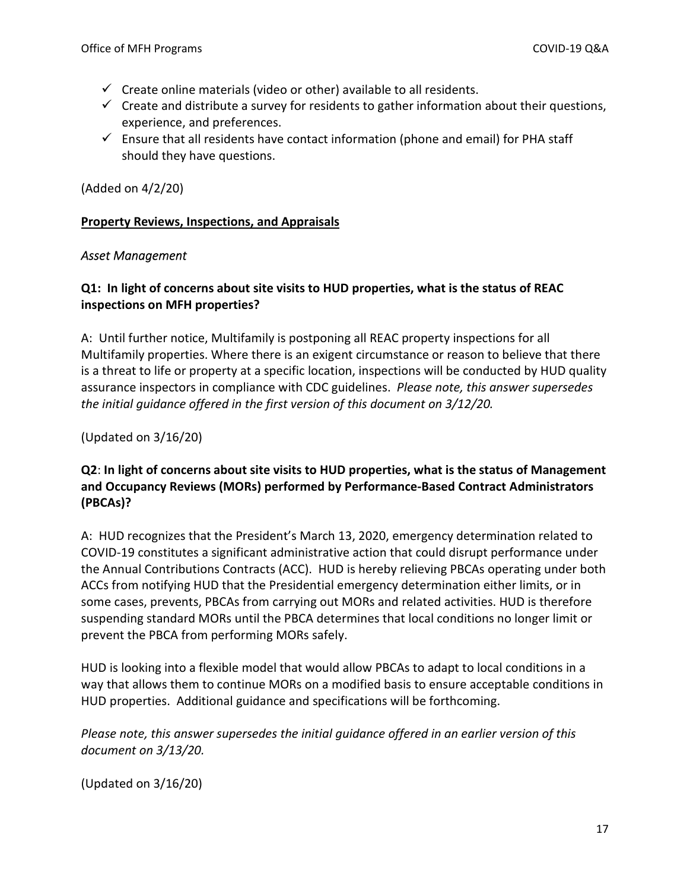- ✓ Create online materials (video or other) available to all residents.
- ✓ Create and distribute a survey for residents to gather information about their questions, experience, and preferences.
- ✓ Ensure that all residents have contact information (phone and email) for PHA staff should they have questions.

(Added on 4/2/20)

## Property Reviews, Inspections, and Appraisals

### *Asset Management*

**Q1: In light of concerns about site visits to HUD properties, what is the status of REAC inspections on MFH properties?**

A: Until further notice, Multifamily is postponing all REAC property inspections for all Multifamily properties. Where there is an exigent circumstance or reason to believe that there is a threat to life or property at a specific location, inspections will be conducted by HUD quality assurance inspectors in compliance with CDC guidelines. *Please note, this answer supersedes the initial guidance offered in the first version of this document on 3/12/20.*

(Updated on 3/16/20)

**Q2: In light of concerns about site visits to HUD properties, what is the status of Management and Occupancy Reviews (MORs) performed by Performance-Based Contract Administrators (PBCAs)?**

A: HUD recognizes that the President's March 13, 2020, emergency determination related to COVID-19 constitutes a significant administrative action that could disrupt performance under the Annual Contributions Contracts (ACC). HUD is hereby relieving PBCAs operating under both ACCs from notifying HUD that the Presidential emergency determination either limits, or in some cases, prevents, PBCAs from carrying out MORs and related activities. HUD is therefore suspending standard MORs until the PBCA determines that local conditions no longer limit or prevent the PBCA from performing MORs safely.

HUD is looking into a flexible model that would allow PBCAs to adapt to local conditions in a way that allows them to continue MORs on a modified basis to ensure acceptable conditions in HUD properties. Additional guidance and specifications will be forthcoming.

*Please note, this answer supersedes the initial guidance offered in an earlier version of this document on 3/13/20.*

(Updated on 3/16/20)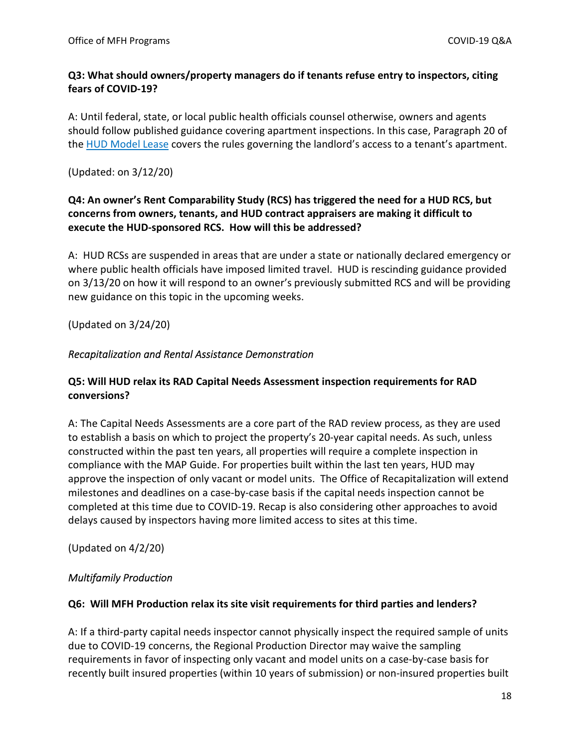**Q3: What should owners/property managers do if tenants refuse entry to inspectors, citing fears of COVID-19?**

A: Until federal, state, or local public health officials counsel otherwise, owners and agents should follow published guidance covering apartment inspections. In this case, Paragraph 20 of the [HUD Model Lease](HUD Model Lease) covers the rules governing the landlord's access to a tenant's apartment.

(Updated: on 3/12/20)

**Q4: An owner's Rent Comparability Study (RCS) has triggered the need for a HUD RCS, but concerns from owners, tenants, and HUD contract appraisers are making it difficult to execute the HUD-sponsored RCS. How will this be addressed?**

A: HUD RCSs are suspended in areas that are under a state or nationally declared emergency or where public health officials have imposed limited travel. HUD is rescinding guidance provided on 3/13/20 on how it will respond to an owner's previously submitted RCS and will be providing new guidance on this topic in the upcoming weeks.

(Updated on 3/24/20)

*Recapitalization and Rental Assistance Demonstration*

**Q5: Will HUD relax its RAD Capital Needs Assessment inspection requirements for RAD conversions?**

A: The Capital Needs Assessments are a core part of the RAD review process, as they are used to establish a basis on which to project the property's 20-year capital needs. As such, unless constructed within the past ten years, all properties will require a complete inspection in compliance with the MAP Guide. For properties built within the last ten years, HUD may approve the inspection of only vacant or model units. The Office of Recapitalization will extend milestones and deadlines on a case-by-case basis if the capital needs inspection cannot be completed at this time due to COVID-19. Recap is also considering other approaches to avoid delays caused by inspectors having more limited access to sites at this time.

(Updated on 4/2/20)

*Multifamily Production*

**Q6: Will MFH Production relax its site visit requirements for third parties and lenders?**

A: If a third-party capital needs inspector cannot physically inspect the required sample of units due to COVID-19 concerns, the Regional Production Director may waive the sampling requirements in favor of inspecting only vacant and model units on a case-by-case basis for recently built insured properties (within 10 years of submission) or non-insured properties built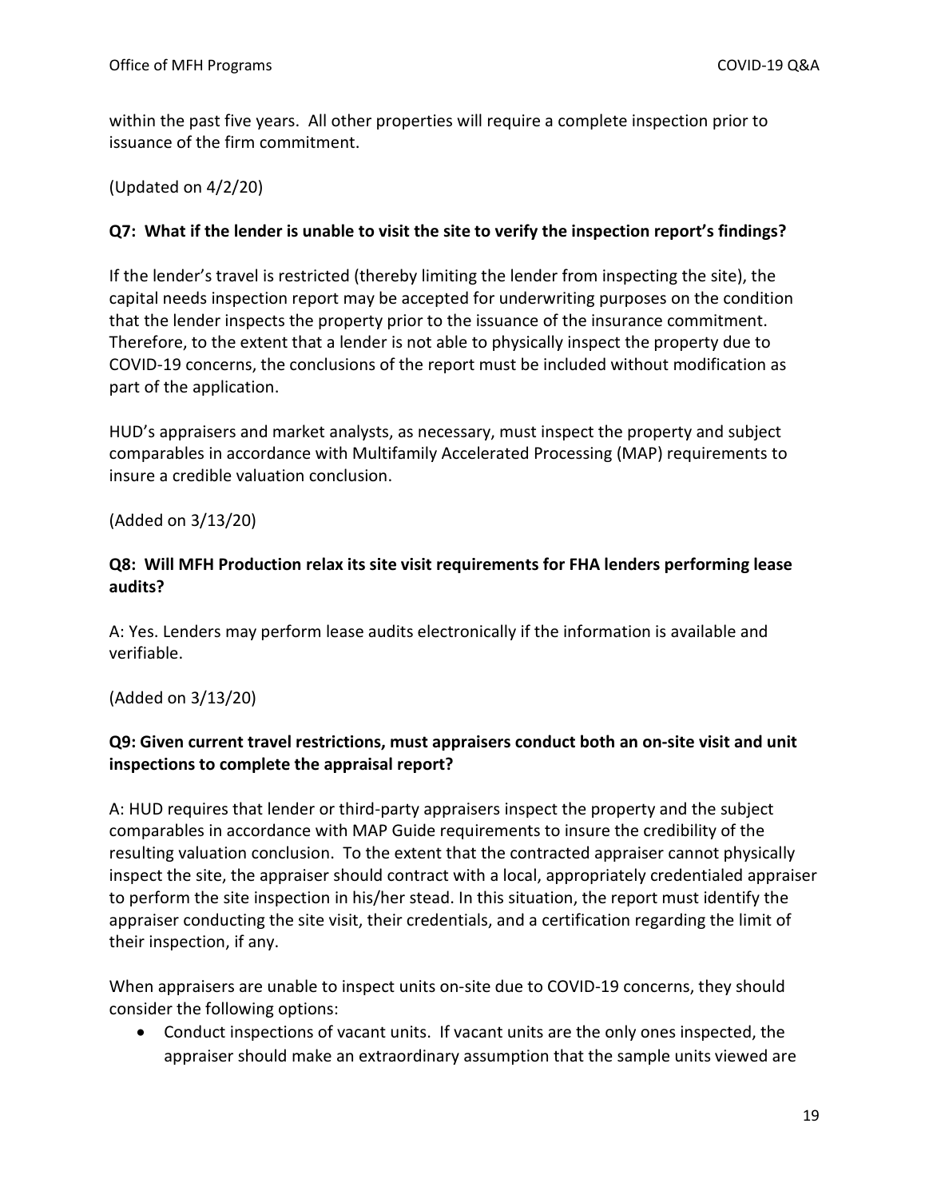within the past five years. All other properties will require a complete inspection prior to issuance of the firm commitment.

(Updated on 4/2/20)

**Q7: What if the lender is unable to visit the site to verify the inspection report's findings?**

If the lender's travel is restricted (thereby limiting the lender from inspecting the site), the capital needs inspection report may be accepted for underwriting purposes on the condition that the lender inspects the property prior to the issuance of the insurance commitment. Therefore, to the extent that a lender is not able to physically inspect the property due to COVID-19 concerns, the conclusions of the report must be included without modification as part of the application.

HUD's appraisers and market analysts, as necessary, must inspect the property and subject comparables in accordance with Multifamily Accelerated Processing (MAP) requirements to insure a credible valuation conclusion.

(Added on 3/13/20)

**Q8: Will MFH Production relax its site visit requirements for FHA lenders performing lease audits?**

A: Yes. Lenders may perform lease audits electronically if the information is available and verifiable.

(Added on 3/13/20)

**Q9: Given current travel restrictions, must appraisers conduct both an on-site visit and unit inspections to complete the appraisal report?**

A: HUD requires that lender or third-party appraisers inspect the property and the subject comparables in accordance with MAP Guide requirements to insure the credibility of the resulting valuation conclusion. To the extent that the contracted appraiser cannot physically inspect the site, the appraiser should contract with a local, appropriately credentialed appraiser to perform the site inspection in his/her stead. In this situation, the report must identify the appraiser conducting the site visit, their credentials, and a certification regarding the limit of their inspection, if any.

When appraisers are unable to inspect units on-site due to COVID-19 concerns, they should consider the following options:

- Conduct inspections of vacant units. If vacant units are the only ones inspected, the appraiser should make an extraordinary assumption that the sample units viewed are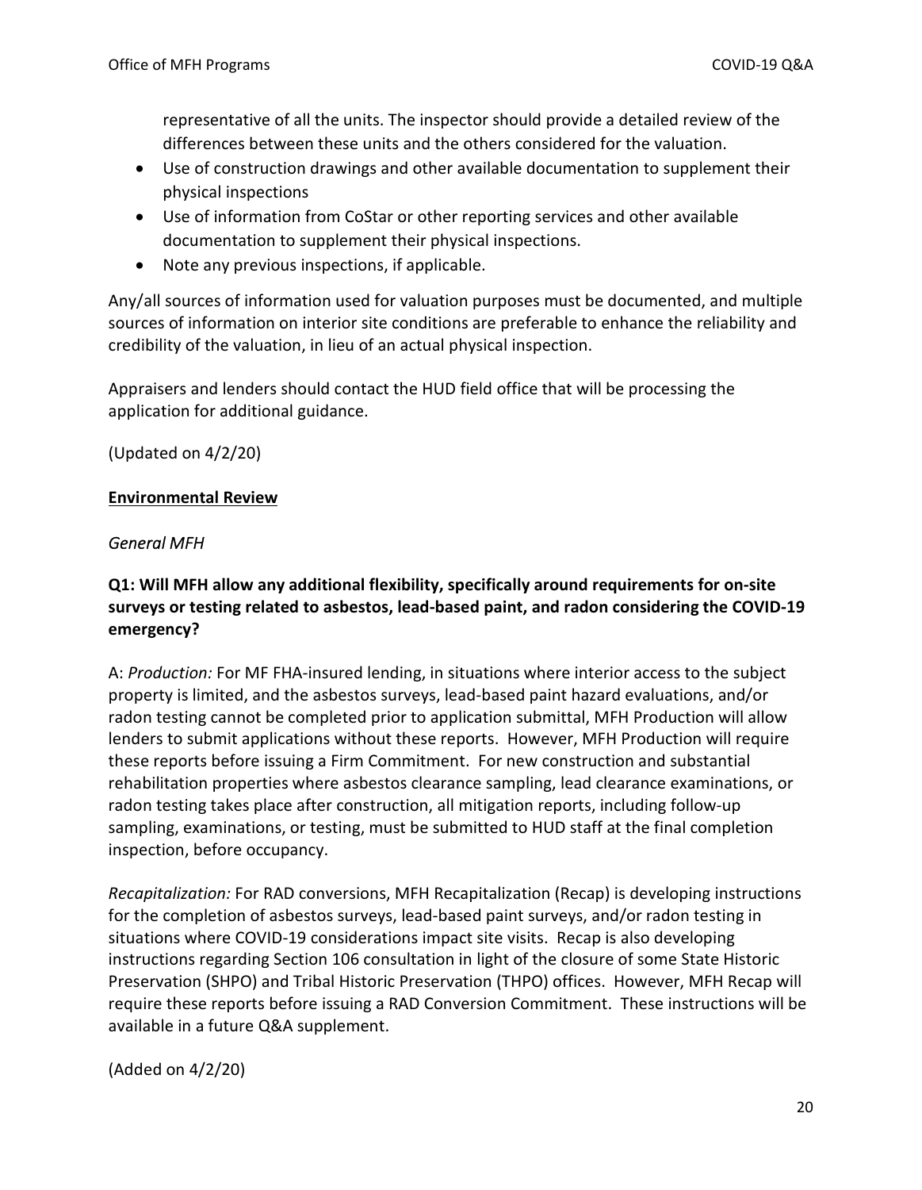representative of all the units. The inspector should provide a detailed review of the differences between these units and the others considered for the valuation.

- Use of construction drawings and other available documentation to supplement their physical inspections
- Use of information from CoStar or other reporting services and other available documentation to supplement their physical inspections.
- Note any previous inspections, if applicable.

Any/all sources of information used for valuation purposes must be documented, and multiple sources of information on interior site conditions are preferable to enhance the reliability and credibility of the valuation, in lieu of an actual physical inspection.

Appraisers and lenders should contact the HUD field office that will be processing the application for additional guidance.

(Updated on 4/2/20)

## Environmental Review

### *General MFH*

**Q1: Will MFH allow any additional flexibility, specifically around requirements for on-site surveys or testing related to asbestos, lead-based paint, and radon considering the COVID-19 emergency?**

A: *Production:* For MF FHA-insured lending, in situations where interior access to the subject property is limited, and the asbestos surveys, lead-based paint hazard evaluations, and/or radon testing cannot be completed prior to application submittal, MFH Production will allow lenders to submit applications without these reports. However, MFH Production will require these reports before issuing a Firm Commitment. For new construction and substantial rehabilitation properties where asbestos clearance sampling, lead clearance examinations, or radon testing takes place after construction, all mitigation reports, including follow-up sampling, examinations, or testing, must be submitted to HUD staff at the final completion inspection, before occupancy.

*Recapitalization:* For RAD conversions, MFH Recapitalization (Recap) is developing instructions for the completion of asbestos surveys, lead-based paint surveys, and/or radon testing in situations where COVID-19 considerations impact site visits. Recap is also developing instructions regarding Section 106 consultation in light of the closure of some State Historic Preservation (SHPO) and Tribal Historic Preservation (THPO) offices. However, MFH Recap will require these reports before issuing a RAD Conversion Commitment. These instructions will be available in a future Q&A supplement.

(Added on 4/2/20)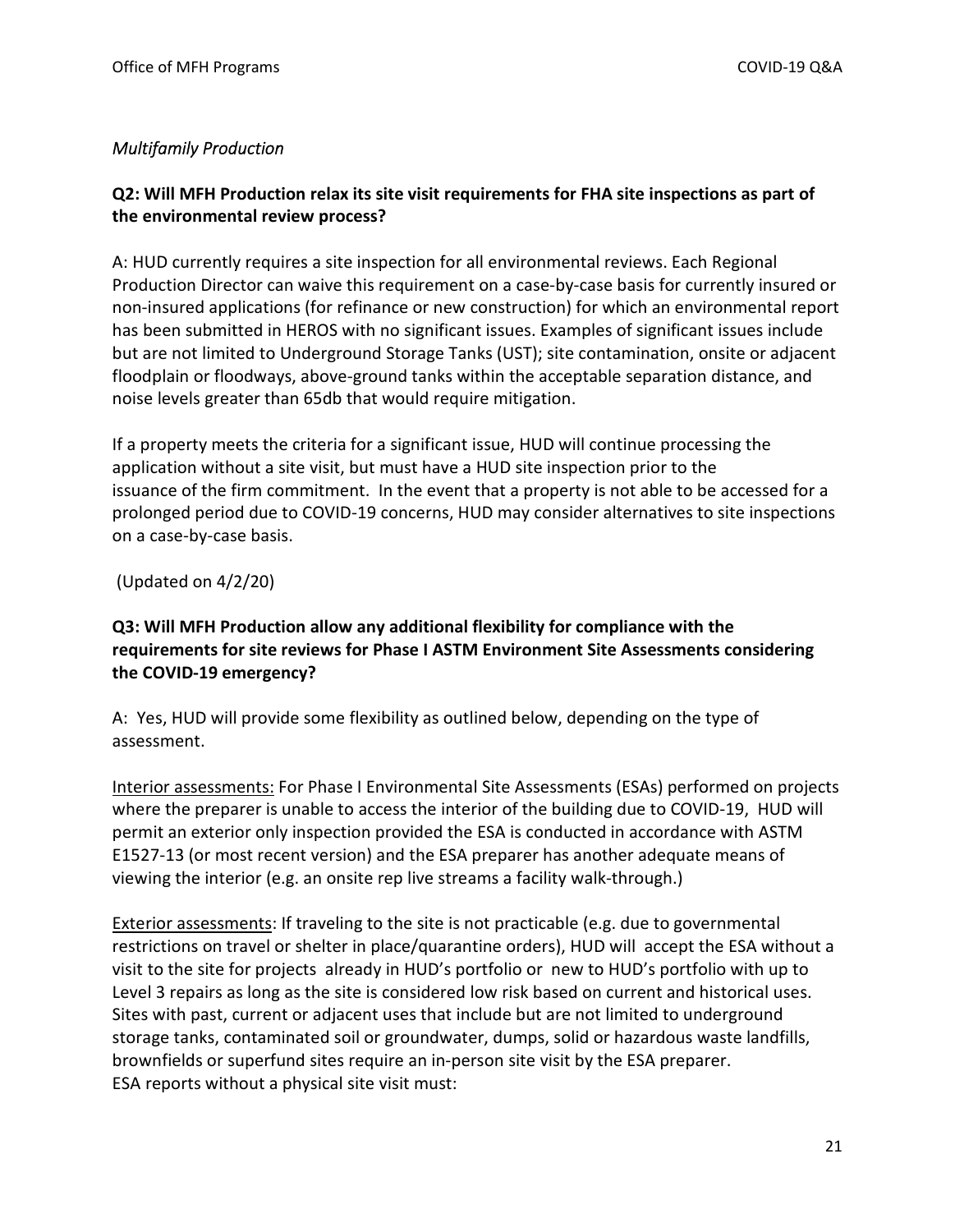*Multifamily Production*

**Q2: Will MFH Production relax its site visit requirements for FHA site inspections as part of the environmental review process?**

A: HUD currently requires a site inspection for all environmental reviews. Each Regional Production Director can waive this requirement on a case-by-case basis for currently insured or non-insured applications (for refinance or new construction) for which an environmental report has been submitted in HEROS with no significant issues. Examples of significant issues include but are not limited to Underground Storage Tanks (UST); site contamination, onsite or adjacent floodplain or floodways, above-ground tanks within the acceptable separation distance, and noise levels greater than 65db that would require mitigation.

If a property meets the criteria for a significant issue, HUD will continue processing the application without a site visit, but must have a HUD site inspection prior to the issuance of the firm commitment. In the event that a property is not able to be accessed for a prolonged period due to COVID-19 concerns, HUD may consider alternatives to site inspections on a case-by-case basis.

(Updated on 4/2/20)

**Q3: Will MFH Production allow any additional flexibility for compliance with the requirements for site reviews for Phase I ASTM Environment Site Assessments considering the COVID-19 emergency?**

A: Yes, HUD will provide some flexibility as outlined below, depending on the type of assessment.

Interior assessments: For Phase I Environmental Site Assessments (ESAs) performed on projects where the preparer is unable to access the interior of the building due to COVID-19, HUD will permit an exterior only inspection provided the ESA is conducted in accordance with ASTM E1527-13 (or most recent version) and the ESA preparer has another adequate means of viewing the interior (e.g. an onsite rep live streams a facility walk-through.)

Exterior assessments: If traveling to the site is not practicable (e.g. due to governmental restrictions on travel or shelter in place/quarantine orders), HUD will accept the ESA without a visit to the site for projects already in HUD's portfolio or new to HUD's portfolio with up to Level 3 repairs as long as the site is considered low risk based on current and historical uses. Sites with past, current or adjacent uses that include but are not limited to underground storage tanks, contaminated soil or groundwater, dumps, solid or hazardous waste landfills, brownfields or superfund sites require an in-person site visit by the ESA preparer.
ESA reports without a physical site visit must: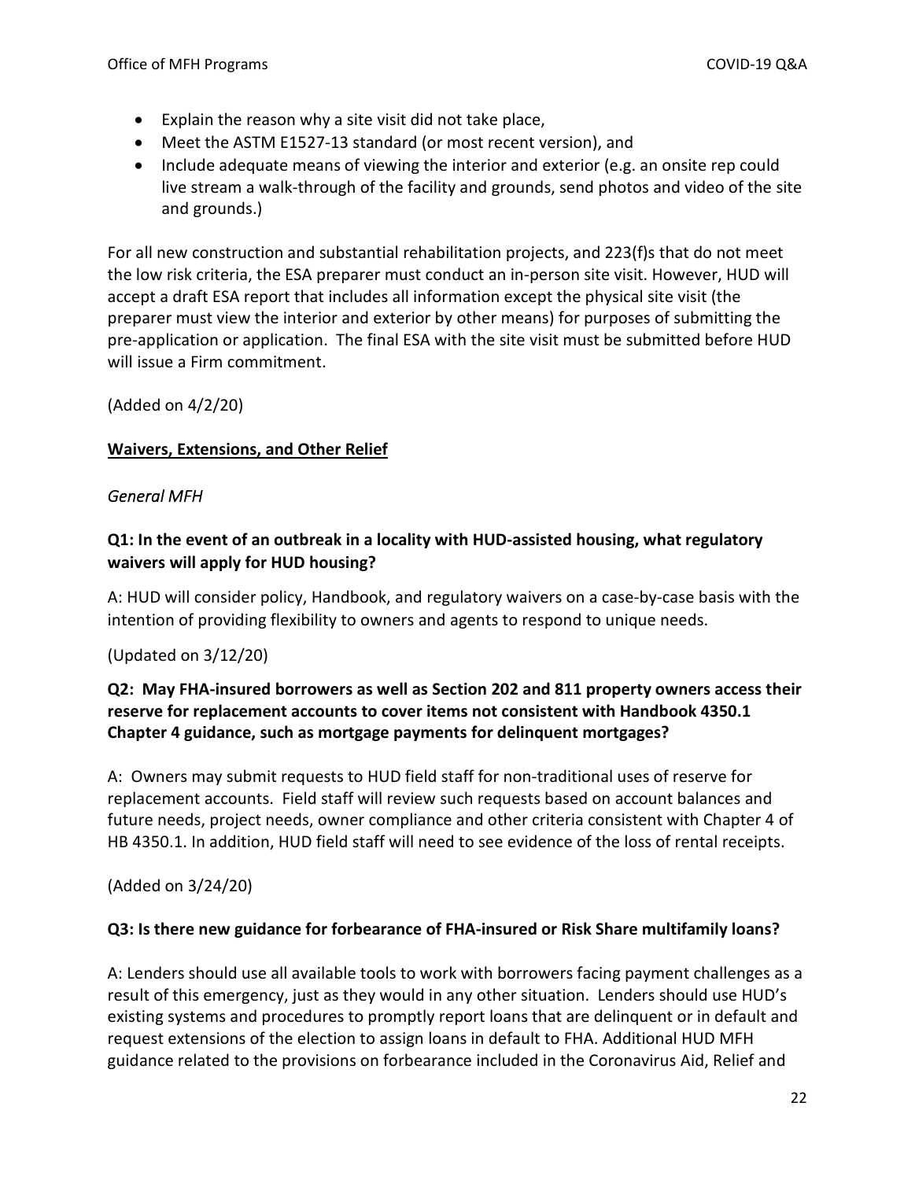- Explain the reason why a site visit did not take place,
- Meet the ASTM E1527-13 standard (or most recent version), and
- Include adequate means of viewing the interior and exterior (e.g. an onsite rep could live stream a walk-through of the facility and grounds, send photos and video of the site and grounds.)

For all new construction and substantial rehabilitation projects, and 223(f)s that do not meet the low risk criteria, the ESA preparer must conduct an in-person site visit. However, HUD will accept a draft ESA report that includes all information except the physical site visit (the preparer must view the interior and exterior by other means) for purposes of submitting the pre-application or application. The final ESA with the site visit must be submitted before HUD will issue a Firm commitment.

(Added on 4/2/20)

## Waivers, Extensions, and Other Relief

### *General MFH*

**Q1: In the event of an outbreak in a locality with HUD-assisted housing, what regulatory waivers will apply for HUD housing?**

A: HUD will consider policy, Handbook, and regulatory waivers on a case-by-case basis with the intention of providing flexibility to owners and agents to respond to unique needs.

(Updated on 3/12/20)

**Q2: May FHA-insured borrowers as well as Section 202 and 811 property owners access their reserve for replacement accounts to cover items not consistent with Handbook 4350.1 Chapter 4 guidance, such as mortgage payments for delinquent mortgages?**

A: Owners may submit requests to HUD field staff for non-traditional uses of reserve for replacement accounts. Field staff will review such requests based on account balances and future needs, project needs, owner compliance and other criteria consistent with Chapter 4 of HB 4350.1. In addition, HUD field staff will need to see evidence of the loss of rental receipts.

(Added on 3/24/20)

**Q3: Is there new guidance for forbearance of FHA-insured or Risk Share multifamily loans?**

A: Lenders should use all available tools to work with borrowers facing payment challenges as a result of this emergency, just as they would in any other situation. Lenders should use HUD's existing systems and procedures to promptly report loans that are delinquent or in default and request extensions of the election to assign loans in default to FHA. Additional HUD MFH guidance related to the provisions on forbearance included in the Coronavirus Aid, Relief and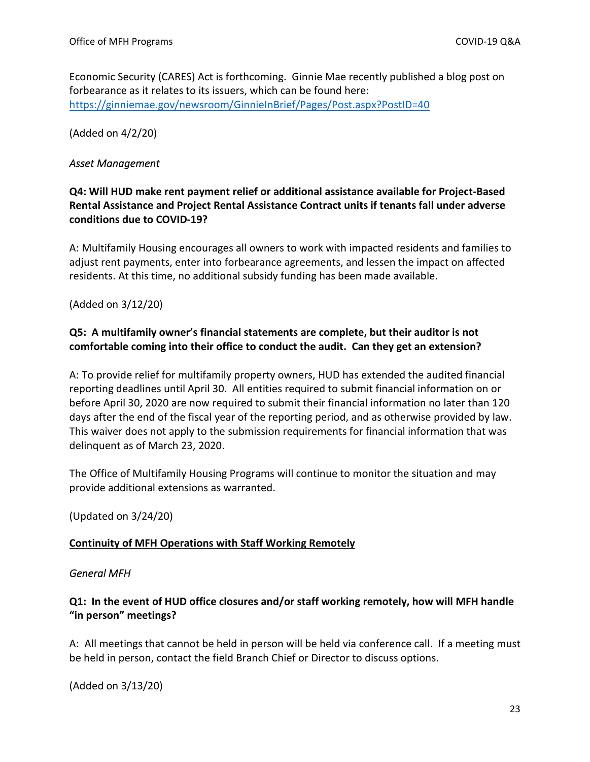Economic Security (CARES) Act is forthcoming. Ginnie Mae recently published a blog post on forbearance as it relates to its issuers, which can be found here: https://ginniemae.gov/newsroom/GinnieInBrief/Pages/Post.aspx?PostID=40

(Added on 4/2/20)

*Asset Management*

**Q4: Will HUD make rent payment relief or additional assistance available for Project-Based Rental Assistance and Project Rental Assistance Contract units if tenants fall under adverse conditions due to COVID-19?**

A: Multifamily Housing encourages all owners to work with impacted residents and families to adjust rent payments, enter into forbearance agreements, and lessen the impact on affected residents. At this time, no additional subsidy funding has been made available.

(Added on 3/12/20)

**Q5: A multifamily owner's financial statements are complete, but their auditor is not comfortable coming into their office to conduct the audit. Can they get an extension?**

A: To provide relief for multifamily property owners, HUD has extended the audited financial reporting deadlines until April 30. All entities required to submit financial information on or before April 30, 2020 are now required to submit their financial information no later than 120 days after the end of the fiscal year of the reporting period, and as otherwise provided by law. This waiver does not apply to the submission requirements for financial information that was delinquent as of March 23, 2020.

The Office of Multifamily Housing Programs will continue to monitor the situation and may provide additional extensions as warranted.

(Updated on 3/24/20)

## Continuity of MFH Operations with Staff Working Remotely

*General MFH*

**Q1: In the event of HUD office closures and/or staff working remotely, how will MFH handle "in person" meetings?**

A: All meetings that cannot be held in person will be held via conference call. If a meeting must be held in person, contact the field Branch Chief or Director to discuss options.

(Added on 3/13/20)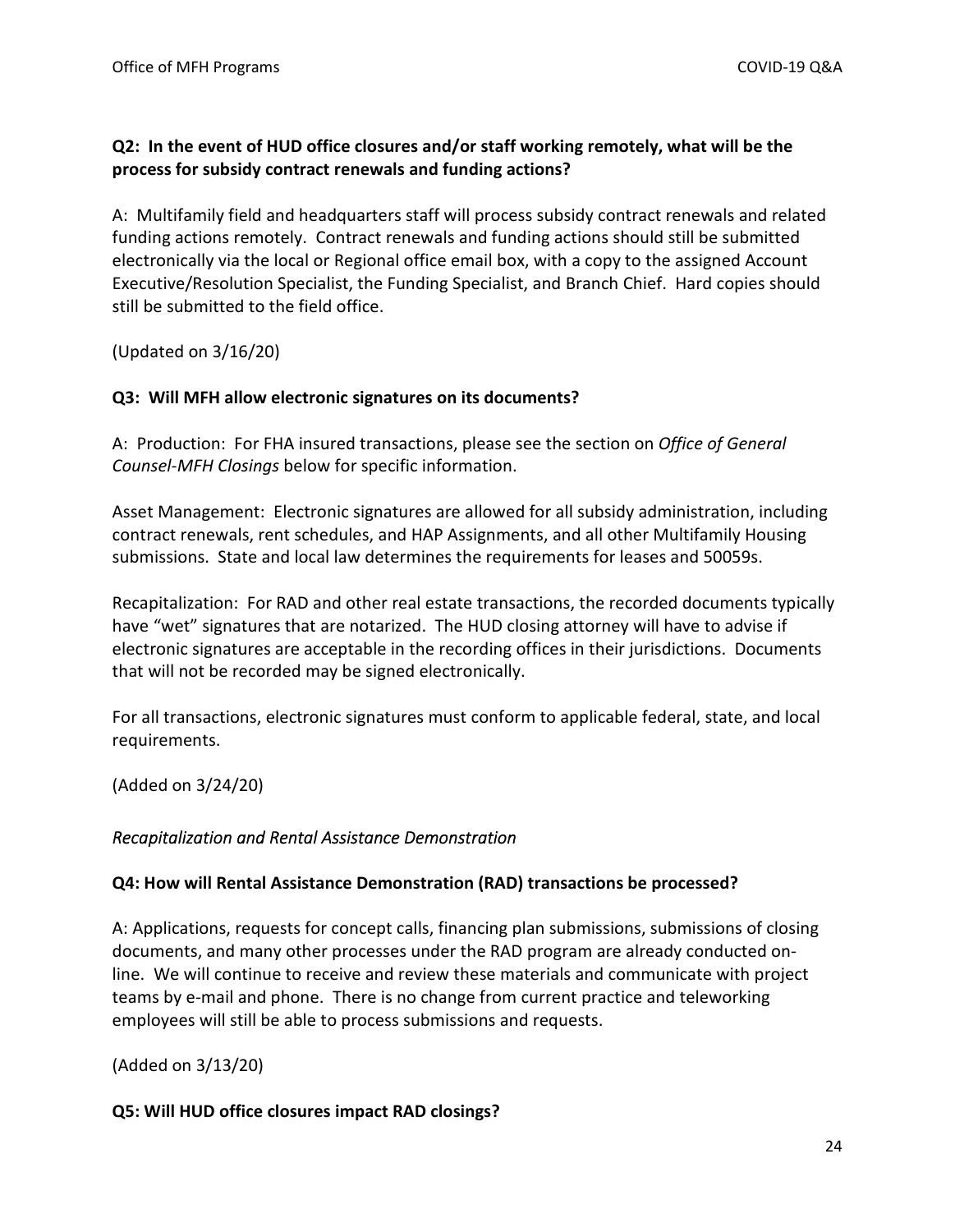**Q2: In the event of HUD office closures and/or staff working remotely, what will be the process for subsidy contract renewals and funding actions?**

A: Multifamily field and headquarters staff will process subsidy contract renewals and related funding actions remotely. Contract renewals and funding actions should still be submitted electronically via the local or Regional office email box, with a copy to the assigned Account Executive/Resolution Specialist, the Funding Specialist, and Branch Chief. Hard copies should still be submitted to the field office.

(Updated on 3/16/20)

**Q3: Will MFH allow electronic signatures on its documents?**

A: Production: For FHA insured transactions, please see the section on *Office of General Counsel-MFH Closings* below for specific information.

Asset Management: Electronic signatures are allowed for all subsidy administration, including contract renewals, rent schedules, and HAP Assignments, and all other Multifamily Housing submissions. State and local law determines the requirements for leases and 50059s.

Recapitalization: For RAD and other real estate transactions, the recorded documents typically have "wet" signatures that are notarized. The HUD closing attorney will have to advise if electronic signatures are acceptable in the recording offices in their jurisdictions. Documents that will not be recorded may be signed electronically.

For all transactions, electronic signatures must conform to applicable federal, state, and local requirements.

(Added on 3/24/20)

*Recapitalization and Rental Assistance Demonstration*

**Q4: How will Rental Assistance Demonstration (RAD) transactions be processed?**

A: Applications, requests for concept calls, financing plan submissions, submissions of closing documents, and many other processes under the RAD program are already conducted on-line. We will continue to receive and review these materials and communicate with project teams by e-mail and phone. There is no change from current practice and teleworking employees will still be able to process submissions and requests.

(Added on 3/13/20)

**Q5: Will HUD office closures impact RAD closings?**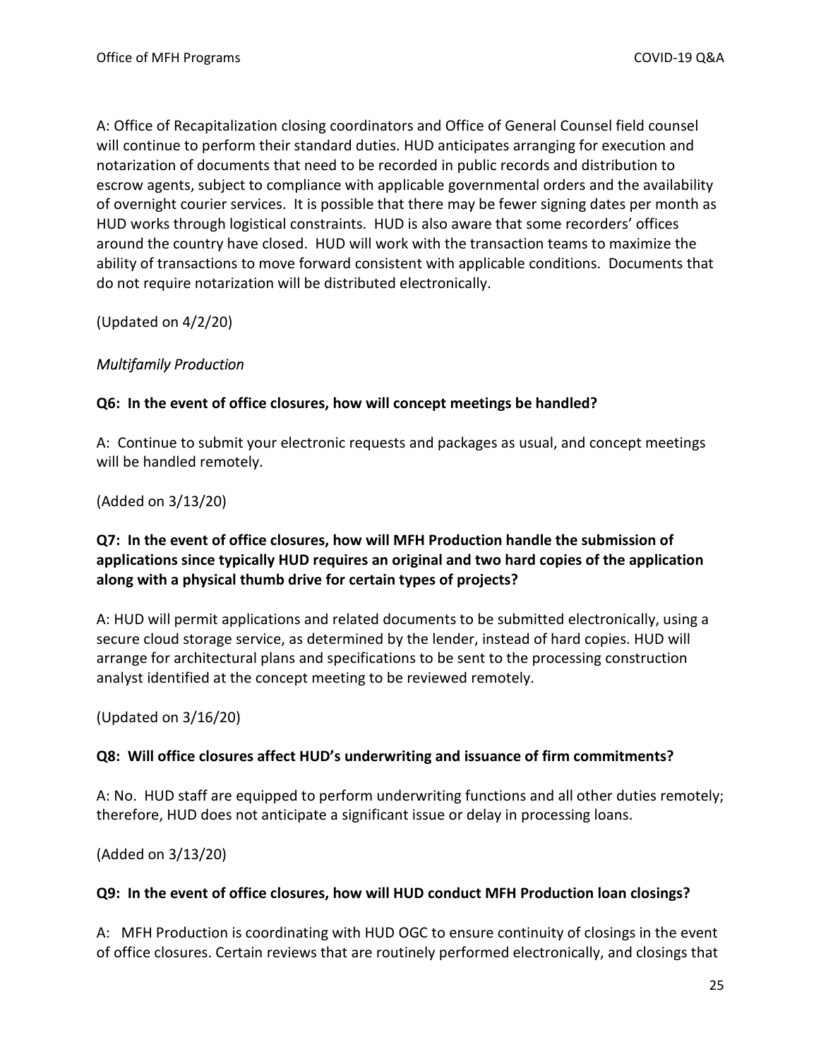A: Office of Recapitalization closing coordinators and Office of General Counsel field counsel will continue to perform their standard duties. HUD anticipates arranging for execution and notarization of documents that need to be recorded in public records and distribution to escrow agents, subject to compliance with applicable governmental orders and the availability of overnight courier services. It is possible that there may be fewer signing dates per month as HUD works through logistical constraints. HUD is also aware that some recorders' offices around the country have closed. HUD will work with the transaction teams to maximize the ability of transactions to move forward consistent with applicable conditions. Documents that do not require notarization will be distributed electronically.

(Updated on 4/2/20)

*Multifamily Production*

**Q6: In the event of office closures, how will concept meetings be handled?**

A: Continue to submit your electronic requests and packages as usual, and concept meetings will be handled remotely.

(Added on 3/13/20)

**Q7: In the event of office closures, how will MFH Production handle the submission of applications since typically HUD requires an original and two hard copies of the application along with a physical thumb drive for certain types of projects?**

A: HUD will permit applications and related documents to be submitted electronically, using a secure cloud storage service, as determined by the lender, instead of hard copies. HUD will arrange for architectural plans and specifications to be sent to the processing construction analyst identified at the concept meeting to be reviewed remotely.

(Updated on 3/16/20)

**Q8: Will office closures affect HUD's underwriting and issuance of firm commitments?**

A: No. HUD staff are equipped to perform underwriting functions and all other duties remotely; therefore, HUD does not anticipate a significant issue or delay in processing loans.

(Added on 3/13/20)

**Q9: In the event of office closures, how will HUD conduct MFH Production loan closings?**

A: MFH Production is coordinating with HUD OGC to ensure continuity of closings in the event of office closures. Certain reviews that are routinely performed electronically, and closings that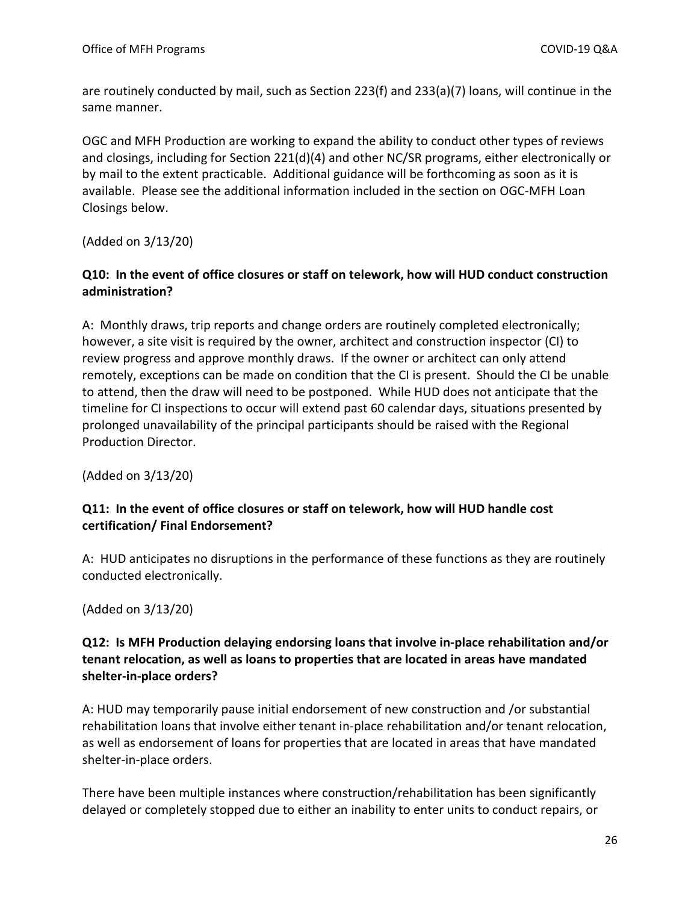are routinely conducted by mail, such as Section 223(f) and 233(a)(7) loans, will continue in the same manner.

OGC and MFH Production are working to expand the ability to conduct other types of reviews and closings, including for Section 221(d)(4) and other NC/SR programs, either electronically or by mail to the extent practicable. Additional guidance will be forthcoming as soon as it is available. Please see the additional information included in the section on OGC-MFH Loan Closings below.

(Added on 3/13/20)

**Q10: In the event of office closures or staff on telework, how will HUD conduct construction administration?**

A: Monthly draws, trip reports and change orders are routinely completed electronically; however, a site visit is required by the owner, architect and construction inspector (CI) to review progress and approve monthly draws. If the owner or architect can only attend remotely, exceptions can be made on condition that the CI is present. Should the CI be unable to attend, then the draw will need to be postponed. While HUD does not anticipate that the timeline for CI inspections to occur will extend past 60 calendar days, situations presented by prolonged unavailability of the principal participants should be raised with the Regional Production Director.

(Added on 3/13/20)

**Q11: In the event of office closures or staff on telework, how will HUD handle cost certification/ Final Endorsement?**

A: HUD anticipates no disruptions in the performance of these functions as they are routinely conducted electronically.

(Added on 3/13/20)

**Q12: Is MFH Production delaying endorsing loans that involve in-place rehabilitation and/or tenant relocation, as well as loans to properties that are located in areas have mandated shelter-in-place orders?**

A: HUD may temporarily pause initial endorsement of new construction and /or substantial rehabilitation loans that involve either tenant in-place rehabilitation and/or tenant relocation, as well as endorsement of loans for properties that are located in areas that have mandated shelter-in-place orders.

There have been multiple instances where construction/rehabilitation has been significantly delayed or completely stopped due to either an inability to enter units to conduct repairs, or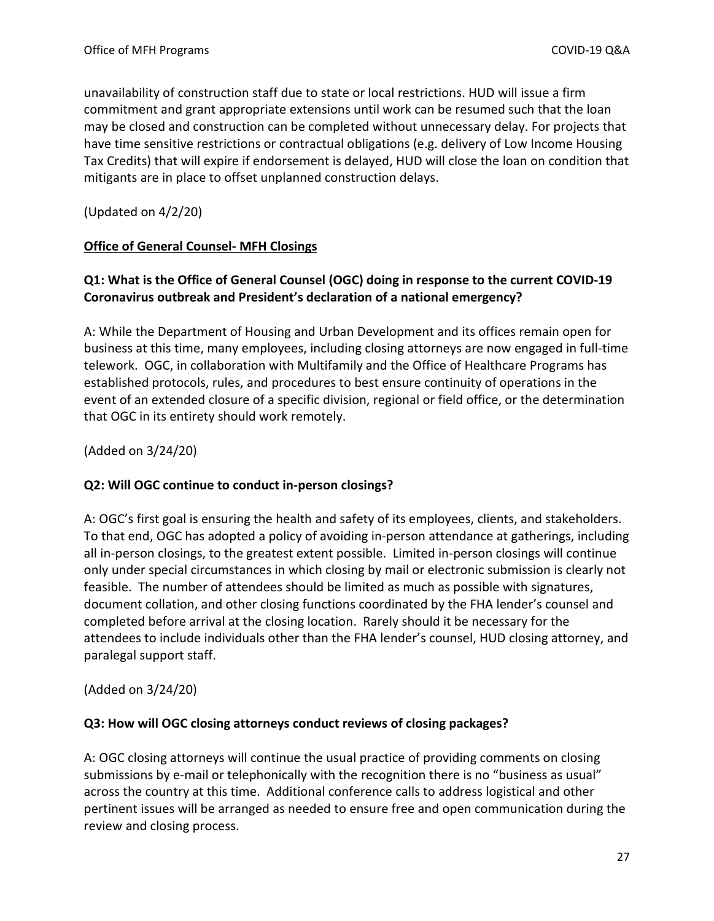unavailability of construction staff due to state or local restrictions. HUD will issue a firm commitment and grant appropriate extensions until work can be resumed such that the loan may be closed and construction can be completed without unnecessary delay. For projects that have time sensitive restrictions or contractual obligations (e.g. delivery of Low Income Housing Tax Credits) that will expire if endorsement is delayed, HUD will close the loan on condition that mitigants are in place to offset unplanned construction delays.

(Updated on 4/2/20)

## Office of General Counsel- MFH Closings

**Q1: What is the Office of General Counsel (OGC) doing in response to the current COVID-19 Coronavirus outbreak and President's declaration of a national emergency?**

A: While the Department of Housing and Urban Development and its offices remain open for business at this time, many employees, including closing attorneys are now engaged in full-time telework. OGC, in collaboration with Multifamily and the Office of Healthcare Programs has established protocols, rules, and procedures to best ensure continuity of operations in the event of an extended closure of a specific division, regional or field office, or the determination that OGC in its entirety should work remotely.

(Added on 3/24/20)

**Q2: Will OGC continue to conduct in-person closings?**

A: OGC's first goal is ensuring the health and safety of its employees, clients, and stakeholders. To that end, OGC has adopted a policy of avoiding in-person attendance at gatherings, including all in-person closings, to the greatest extent possible. Limited in-person closings will continue only under special circumstances in which closing by mail or electronic submission is clearly not feasible. The number of attendees should be limited as much as possible with signatures, document collation, and other closing functions coordinated by the FHA lender's counsel and completed before arrival at the closing location. Rarely should it be necessary for the attendees to include individuals other than the FHA lender's counsel, HUD closing attorney, and paralegal support staff.

(Added on 3/24/20)

**Q3: How will OGC closing attorneys conduct reviews of closing packages?**

A: OGC closing attorneys will continue the usual practice of providing comments on closing submissions by e-mail or telephonically with the recognition there is no "business as usual" across the country at this time. Additional conference calls to address logistical and other pertinent issues will be arranged as needed to ensure free and open communication during the review and closing process.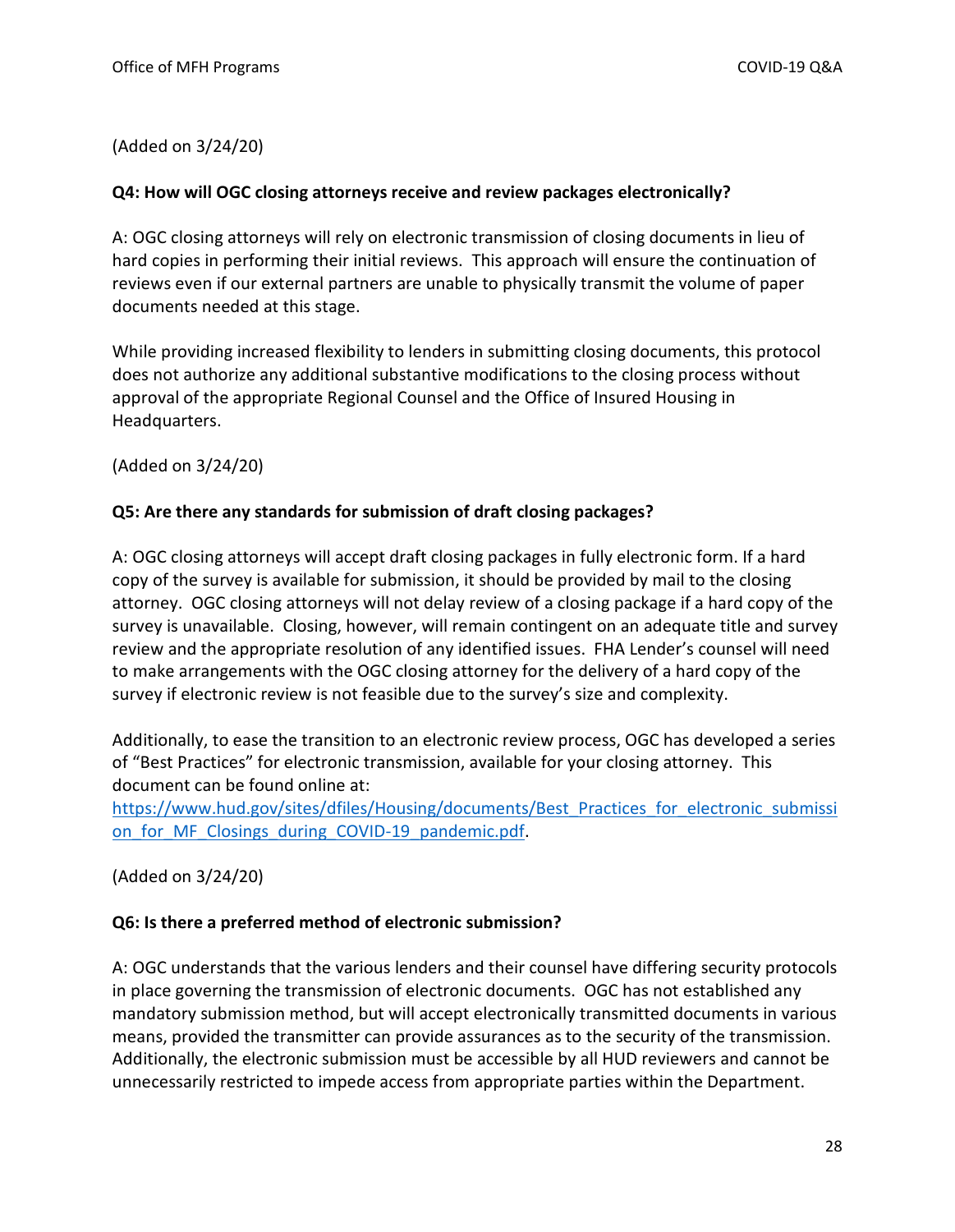(Added on 3/24/20)

**Q4: How will OGC closing attorneys receive and review packages electronically?**

A: OGC closing attorneys will rely on electronic transmission of closing documents in lieu of hard copies in performing their initial reviews. This approach will ensure the continuation of reviews even if our external partners are unable to physically transmit the volume of paper documents needed at this stage.

While providing increased flexibility to lenders in submitting closing documents, this protocol does not authorize any additional substantive modifications to the closing process without approval of the appropriate Regional Counsel and the Office of Insured Housing in Headquarters.

(Added on 3/24/20)

**Q5: Are there any standards for submission of draft closing packages?**

A: OGC closing attorneys will accept draft closing packages in fully electronic form. If a hard copy of the survey is available for submission, it should be provided by mail to the closing attorney. OGC closing attorneys will not delay review of a closing package if a hard copy of the survey is unavailable. Closing, however, will remain contingent on an adequate title and survey review and the appropriate resolution of any identified issues. FHA Lender's counsel will need to make arrangements with the OGC closing attorney for the delivery of a hard copy of the survey if electronic review is not feasible due to the survey's size and complexity.

Additionally, to ease the transition to an electronic review process, OGC has developed a series of "Best Practices" for electronic transmission, available for your closing attorney. This document can be found online at: [https://www.hud.gov/sites/dfiles/Housing/documents/Best_Practices_for_electronic_submission_for_MF_Closings_during_COVID-19_pandemic.pdf](https://www.hud.gov/sites/dfiles/Housing/documents/Best_Practices_for_electronic_submission_for_MF_Closings_during_COVID-19_pandemic.pdf).

(Added on 3/24/20)

**Q6: Is there a preferred method of electronic submission?**

A: OGC understands that the various lenders and their counsel have differing security protocols in place governing the transmission of electronic documents. OGC has not established any mandatory submission method, but will accept electronically transmitted documents in various means, provided the transmitter can provide assurances as to the security of the transmission. Additionally, the electronic submission must be accessible by all HUD reviewers and cannot be unnecessarily restricted to impede access from appropriate parties within the Department.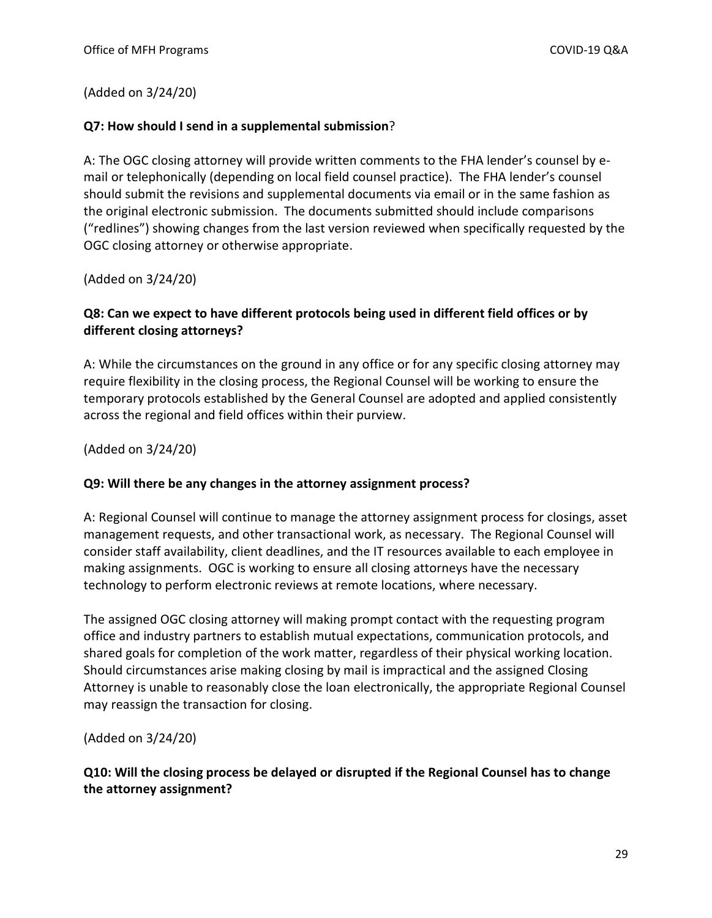(Added on 3/24/20)

**Q7: How should I send in a supplemental submission**?

A: The OGC closing attorney will provide written comments to the FHA lender's counsel by e-mail or telephonically (depending on local field counsel practice). The FHA lender's counsel should submit the revisions and supplemental documents via email or in the same fashion as the original electronic submission. The documents submitted should include comparisons ("redlines") showing changes from the last version reviewed when specifically requested by the OGC closing attorney or otherwise appropriate.

(Added on 3/24/20)

**Q8: Can we expect to have different protocols being used in different field offices or by different closing attorneys?**

A: While the circumstances on the ground in any office or for any specific closing attorney may require flexibility in the closing process, the Regional Counsel will be working to ensure the temporary protocols established by the General Counsel are adopted and applied consistently across the regional and field offices within their purview.

(Added on 3/24/20)

**Q9: Will there be any changes in the attorney assignment process?**

A: Regional Counsel will continue to manage the attorney assignment process for closings, asset management requests, and other transactional work, as necessary. The Regional Counsel will consider staff availability, client deadlines, and the IT resources available to each employee in making assignments. OGC is working to ensure all closing attorneys have the necessary technology to perform electronic reviews at remote locations, where necessary.

The assigned OGC closing attorney will making prompt contact with the requesting program office and industry partners to establish mutual expectations, communication protocols, and shared goals for completion of the work matter, regardless of their physical working location. Should circumstances arise making closing by mail is impractical and the assigned Closing Attorney is unable to reasonably close the loan electronically, the appropriate Regional Counsel may reassign the transaction for closing.

(Added on 3/24/20)

**Q10: Will the closing process be delayed or disrupted if the Regional Counsel has to change the attorney assignment?**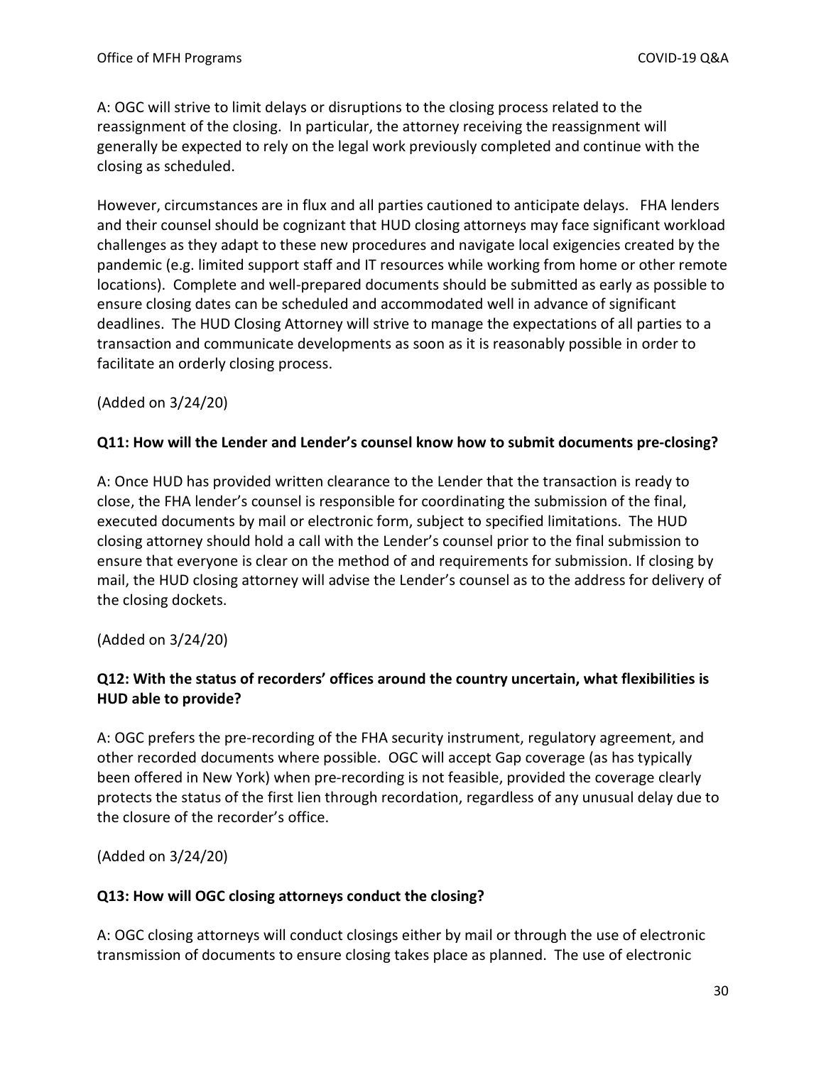A: OGC will strive to limit delays or disruptions to the closing process related to the reassignment of the closing. In particular, the attorney receiving the reassignment will generally be expected to rely on the legal work previously completed and continue with the closing as scheduled.

However, circumstances are in flux and all parties cautioned to anticipate delays. FHA lenders and their counsel should be cognizant that HUD closing attorneys may face significant workload challenges as they adapt to these new procedures and navigate local exigencies created by the pandemic (e.g. limited support staff and IT resources while working from home or other remote locations). Complete and well-prepared documents should be submitted as early as possible to ensure closing dates can be scheduled and accommodated well in advance of significant deadlines. The HUD Closing Attorney will strive to manage the expectations of all parties to a transaction and communicate developments as soon as it is reasonably possible in order to facilitate an orderly closing process.

(Added on 3/24/20)

**Q11: How will the Lender and Lender's counsel know how to submit documents pre-closing?**

A: Once HUD has provided written clearance to the Lender that the transaction is ready to close, the FHA lender's counsel is responsible for coordinating the submission of the final, executed documents by mail or electronic form, subject to specified limitations. The HUD closing attorney should hold a call with the Lender's counsel prior to the final submission to ensure that everyone is clear on the method of and requirements for submission. If closing by mail, the HUD closing attorney will advise the Lender's counsel as to the address for delivery of the closing dockets.

(Added on 3/24/20)

**Q12: With the status of recorders' offices around the country uncertain, what flexibilities is HUD able to provide?**

A: OGC prefers the pre-recording of the FHA security instrument, regulatory agreement, and other recorded documents where possible. OGC will accept Gap coverage (as has typically been offered in New York) when pre-recording is not feasible, provided the coverage clearly protects the status of the first lien through recordation, regardless of any unusual delay due to the closure of the recorder's office.

(Added on 3/24/20)

**Q13: How will OGC closing attorneys conduct the closing?**

A: OGC closing attorneys will conduct closings either by mail or through the use of electronic transmission of documents to ensure closing takes place as planned. The use of electronic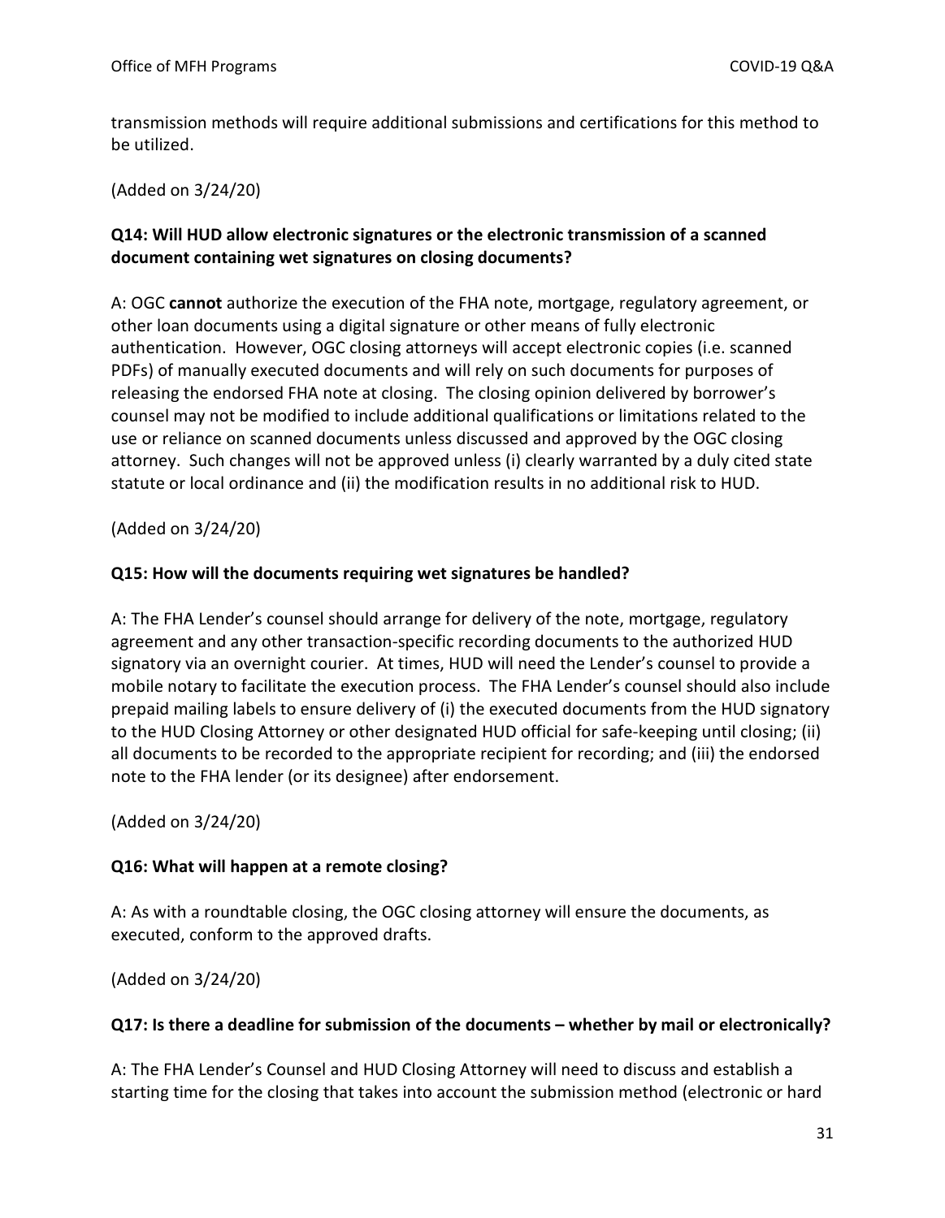transmission methods will require additional submissions and certifications for this method to be utilized.

(Added on 3/24/20)

**Q14: Will HUD allow electronic signatures or the electronic transmission of a scanned document containing wet signatures on closing documents?**

A: OGC **cannot** authorize the execution of the FHA note, mortgage, regulatory agreement, or other loan documents using a digital signature or other means of fully electronic authentication. However, OGC closing attorneys will accept electronic copies (i.e. scanned PDFs) of manually executed documents and will rely on such documents for purposes of releasing the endorsed FHA note at closing. The closing opinion delivered by borrower's counsel may not be modified to include additional qualifications or limitations related to the use or reliance on scanned documents unless discussed and approved by the OGC closing attorney. Such changes will not be approved unless (i) clearly warranted by a duly cited state statute or local ordinance and (ii) the modification results in no additional risk to HUD.

(Added on 3/24/20)

**Q15: How will the documents requiring wet signatures be handled?**

A: The FHA Lender's counsel should arrange for delivery of the note, mortgage, regulatory agreement and any other transaction-specific recording documents to the authorized HUD signatory via an overnight courier. At times, HUD will need the Lender's counsel to provide a mobile notary to facilitate the execution process. The FHA Lender's counsel should also include prepaid mailing labels to ensure delivery of (i) the executed documents from the HUD signatory to the HUD Closing Attorney or other designated HUD official for safe-keeping until closing; (ii) all documents to be recorded to the appropriate recipient for recording; and (iii) the endorsed note to the FHA lender (or its designee) after endorsement.

(Added on 3/24/20)

**Q16: What will happen at a remote closing?**

A: As with a roundtable closing, the OGC closing attorney will ensure the documents, as executed, conform to the approved drafts.

(Added on 3/24/20)

**Q17: Is there a deadline for submission of the documents – whether by mail or electronically?**

A: The FHA Lender's Counsel and HUD Closing Attorney will need to discuss and establish a starting time for the closing that takes into account the submission method (electronic or hard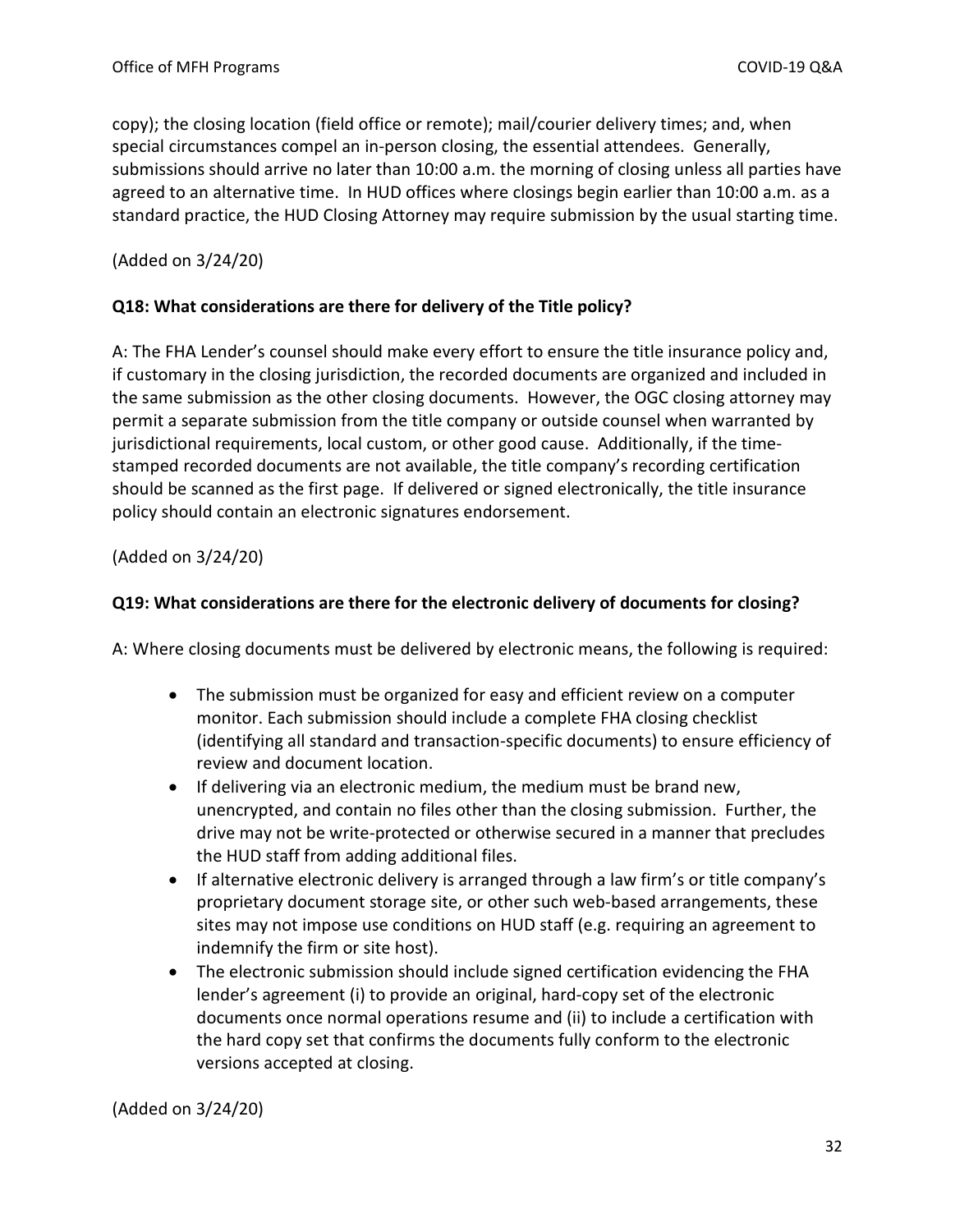copy); the closing location (field office or remote); mail/courier delivery times; and, when special circumstances compel an in-person closing, the essential attendees. Generally, submissions should arrive no later than 10:00 a.m. the morning of closing unless all parties have agreed to an alternative time. In HUD offices where closings begin earlier than 10:00 a.m. as a standard practice, the HUD Closing Attorney may require submission by the usual starting time.

(Added on 3/24/20)

**Q18: What considerations are there for delivery of the Title policy?**

A: The FHA Lender's counsel should make every effort to ensure the title insurance policy and, if customary in the closing jurisdiction, the recorded documents are organized and included in the same submission as the other closing documents. However, the OGC closing attorney may permit a separate submission from the title company or outside counsel when warranted by jurisdictional requirements, local custom, or other good cause. Additionally, if the time-stamped recorded documents are not available, the title company's recording certification should be scanned as the first page. If delivered or signed electronically, the title insurance policy should contain an electronic signatures endorsement.

(Added on 3/24/20)

**Q19: What considerations are there for the electronic delivery of documents for closing?**

A: Where closing documents must be delivered by electronic means, the following is required:

- The submission must be organized for easy and efficient review on a computer monitor. Each submission should include a complete FHA closing checklist (identifying all standard and transaction-specific documents) to ensure efficiency of review and document location.
- If delivering via an electronic medium, the medium must be brand new, unencrypted, and contain no files other than the closing submission. Further, the drive may not be write-protected or otherwise secured in a manner that precludes the HUD staff from adding additional files.
- If alternative electronic delivery is arranged through a law firm's or title company's proprietary document storage site, or other such web-based arrangements, these sites may not impose use conditions on HUD staff (e.g. requiring an agreement to indemnify the firm or site host).
- The electronic submission should include signed certification evidencing the FHA lender's agreement (i) to provide an original, hard-copy set of the electronic documents once normal operations resume and (ii) to include a certification with the hard copy set that confirms the documents fully conform to the electronic versions accepted at closing.

(Added on 3/24/20)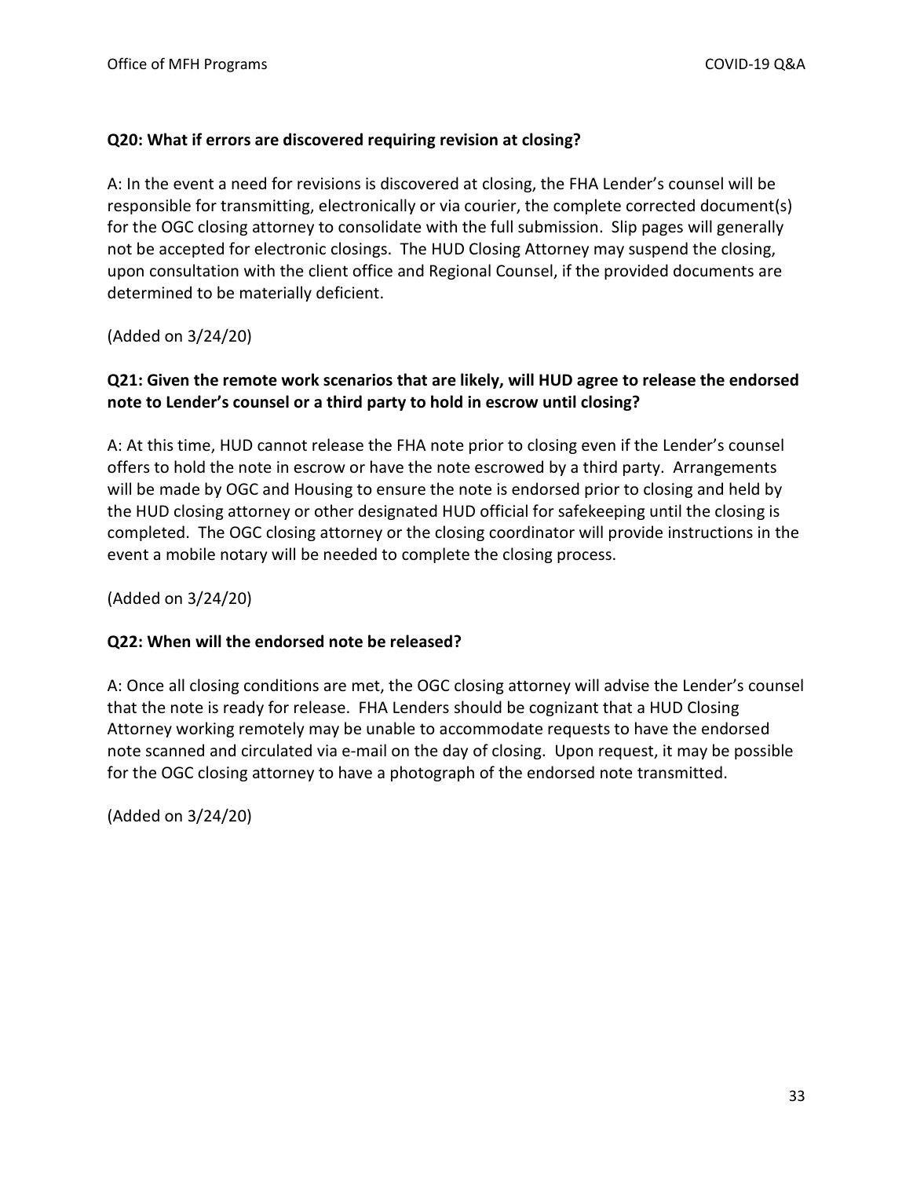**Q20: What if errors are discovered requiring revision at closing?**

A: In the event a need for revisions is discovered at closing, the FHA Lender's counsel will be responsible for transmitting, electronically or via courier, the complete corrected document(s) for the OGC closing attorney to consolidate with the full submission. Slip pages will generally not be accepted for electronic closings. The HUD Closing Attorney may suspend the closing, upon consultation with the client office and Regional Counsel, if the provided documents are determined to be materially deficient.

(Added on 3/24/20)

**Q21: Given the remote work scenarios that are likely, will HUD agree to release the endorsed note to Lender's counsel or a third party to hold in escrow until closing?**

A: At this time, HUD cannot release the FHA note prior to closing even if the Lender's counsel offers to hold the note in escrow or have the note escrowed by a third party. Arrangements will be made by OGC and Housing to ensure the note is endorsed prior to closing and held by the HUD closing attorney or other designated HUD official for safekeeping until the closing is completed. The OGC closing attorney or the closing coordinator will provide instructions in the event a mobile notary will be needed to complete the closing process.

(Added on 3/24/20)

**Q22: When will the endorsed note be released?**

A: Once all closing conditions are met, the OGC closing attorney will advise the Lender's counsel that the note is ready for release. FHA Lenders should be cognizant that a HUD Closing Attorney working remotely may be unable to accommodate requests to have the endorsed note scanned and circulated via e-mail on the day of closing. Upon request, it may be possible for the OGC closing attorney to have a photograph of the endorsed note transmitted.

(Added on 3/24/20)